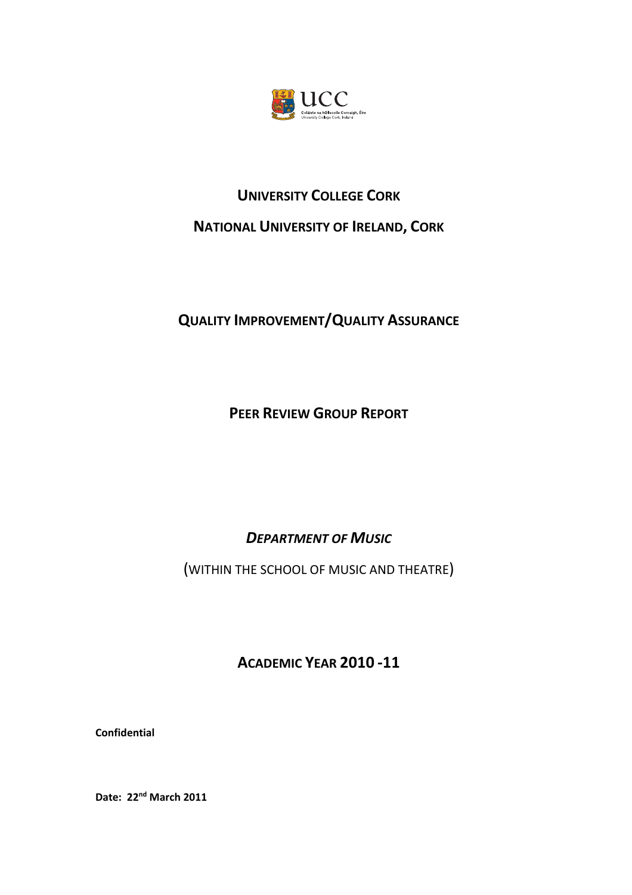# UNIVERSITY COLLEGE CORK

## NATIONAL UNIVERSITY OF IRELAND, CORK

## QUALITY IMPROVEMENT/QUALITY ASSURANCE

## PEER REVIEW GROUP REPORT

## *DEPARTMENT OF MUSIC*

(WITHIN THE SCHOOL OF MUSIC AND THEATRE)

## ACADEMIC YEAR 2010 -11

**Confidential**

**Date: 22nd March 2011**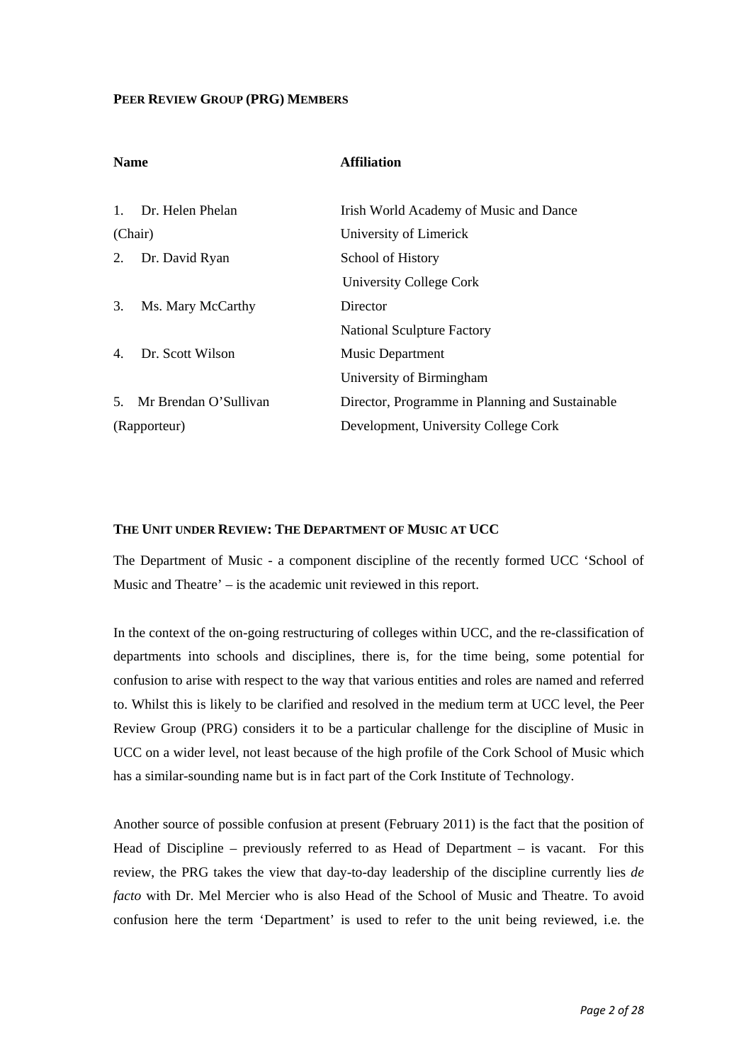**PEER REVIEW GROUP (PRG) MEMBERS**

| Name | Affiliation |
| --- | --- |
| 1. Dr. Helen Phelan (Chair) | Irish World Academy of Music and Dance University of Limerick |
| 2. Dr. David Ryan | School of History University College Cork |
| 3. Ms. Mary McCarthy | Director National Sculpture Factory |
| 4. Dr. Scott Wilson | Music Department University of Birmingham |
| 5. Mr Brendan O'Sullivan (Rapporteur) | Director, Programme in Planning and Sustainable Development, University College Cork |

**THE UNIT UNDER REVIEW: THE DEPARTMENT OF MUSIC AT UCC**

The Department of Music - a component discipline of the recently formed UCC 'School of Music and Theatre' – is the academic unit reviewed in this report.

In the context of the on-going restructuring of colleges within UCC, and the re-classification of departments into schools and disciplines, there is, for the time being, some potential for confusion to arise with respect to the way that various entities and roles are named and referred to. Whilst this is likely to be clarified and resolved in the medium term at UCC level, the Peer Review Group (PRG) considers it to be a particular challenge for the discipline of Music in UCC on a wider level, not least because of the high profile of the Cork School of Music which has a similar-sounding name but is in fact part of the Cork Institute of Technology.

Another source of possible confusion at present (February 2011) is the fact that the position of Head of Discipline – previously referred to as Head of Department – is vacant. For this review, the PRG takes the view that day-to-day leadership of the discipline currently lies *de facto* with Dr. Mel Mercier who is also Head of the School of Music and Theatre. To avoid confusion here the term 'Department' is used to refer to the unit being reviewed, i.e. the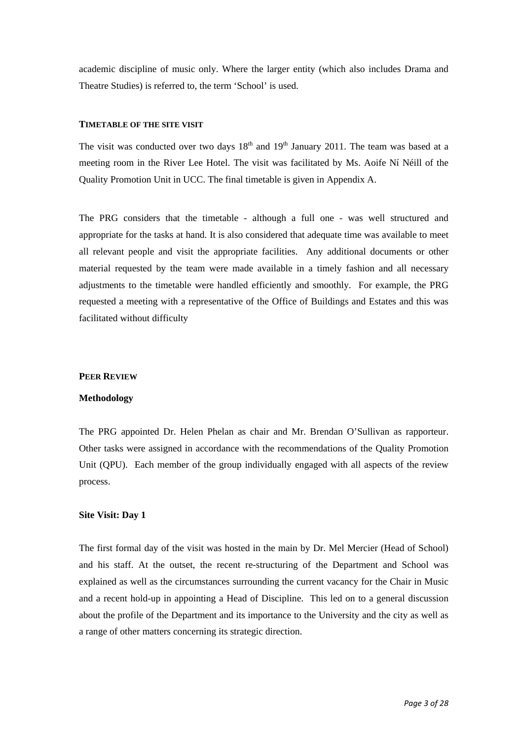academic discipline of music only. Where the larger entity (which also includes Drama and Theatre Studies) is referred to, the term ‘School’ is used.

## TIMETABLE OF THE SITE VISIT

The visit was conducted over two days 18th and 19th January 2011. The team was based at a meeting room in the River Lee Hotel. The visit was facilitated by Ms. Aoife Ní Néill of the Quality Promotion Unit in UCC. The final timetable is given in Appendix A.

The PRG considers that the timetable - although a full one - was well structured and appropriate for the tasks at hand. It is also considered that adequate time was available to meet all relevant people and visit the appropriate facilities. Any additional documents or other material requested by the team were made available in a timely fashion and all necessary adjustments to the timetable were handled efficiently and smoothly. For example, the PRG requested a meeting with a representative of the Office of Buildings and Estates and this was facilitated without difficulty

## PEER REVIEW

### Methodology

The PRG appointed Dr. Helen Phelan as chair and Mr. Brendan O’Sullivan as rapporteur. Other tasks were assigned in accordance with the recommendations of the Quality Promotion Unit (QPU). Each member of the group individually engaged with all aspects of the review process.

### Site Visit: Day 1

The first formal day of the visit was hosted in the main by Dr. Mel Mercier (Head of School) and his staff. At the outset, the recent re-structuring of the Department and School was explained as well as the circumstances surrounding the current vacancy for the Chair in Music and a recent hold-up in appointing a Head of Discipline. This led on to a general discussion about the profile of the Department and its importance to the University and the city as well as a range of other matters concerning its strategic direction.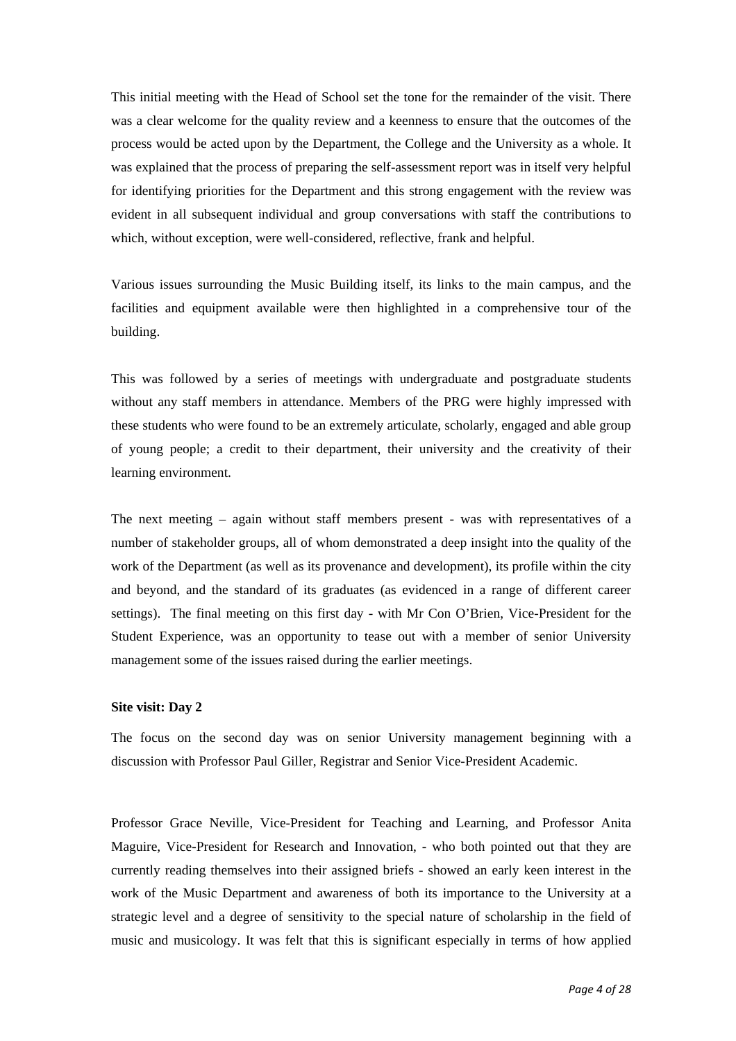This initial meeting with the Head of School set the tone for the remainder of the visit. There was a clear welcome for the quality review and a keenness to ensure that the outcomes of the process would be acted upon by the Department, the College and the University as a whole. It was explained that the process of preparing the self-assessment report was in itself very helpful for identifying priorities for the Department and this strong engagement with the review was evident in all subsequent individual and group conversations with staff the contributions to which, without exception, were well-considered, reflective, frank and helpful.

Various issues surrounding the Music Building itself, its links to the main campus, and the facilities and equipment available were then highlighted in a comprehensive tour of the building.

This was followed by a series of meetings with undergraduate and postgraduate students without any staff members in attendance. Members of the PRG were highly impressed with these students who were found to be an extremely articulate, scholarly, engaged and able group of young people; a credit to their department, their university and the creativity of their learning environment.

The next meeting – again without staff members present - was with representatives of a number of stakeholder groups, all of whom demonstrated a deep insight into the quality of the work of the Department (as well as its provenance and development), its profile within the city and beyond, and the standard of its graduates (as evidenced in a range of different career settings). The final meeting on this first day - with Mr Con O'Brien, Vice-President for the Student Experience, was an opportunity to tease out with a member of senior University management some of the issues raised during the earlier meetings.

**Site visit: Day 2**

The focus on the second day was on senior University management beginning with a discussion with Professor Paul Giller, Registrar and Senior Vice-President Academic.

Professor Grace Neville, Vice-President for Teaching and Learning, and Professor Anita Maguire, Vice-President for Research and Innovation, - who both pointed out that they are currently reading themselves into their assigned briefs - showed an early keen interest in the work of the Music Department and awareness of both its importance to the University at a strategic level and a degree of sensitivity to the special nature of scholarship in the field of music and musicology. It was felt that this is significant especially in terms of how applied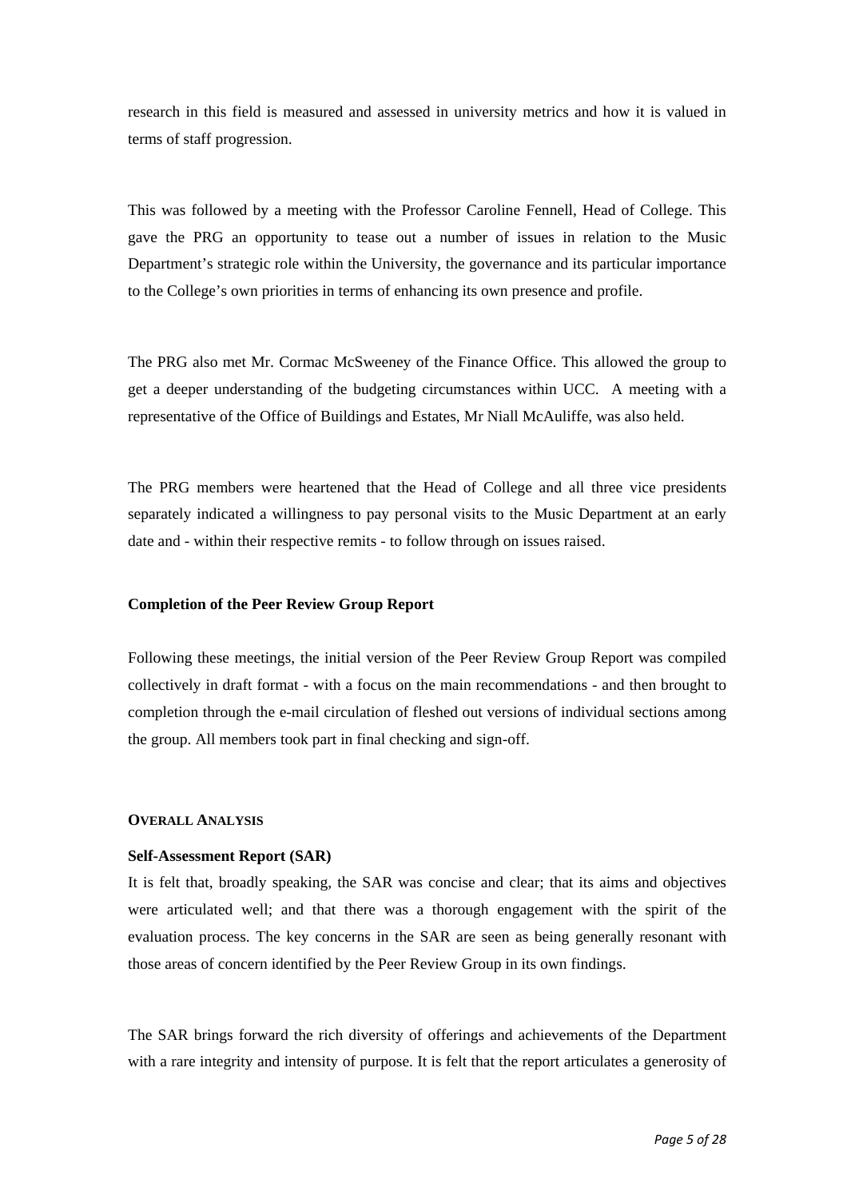research in this field is measured and assessed in university metrics and how it is valued in terms of staff progression.

This was followed by a meeting with the Professor Caroline Fennell, Head of College. This gave the PRG an opportunity to tease out a number of issues in relation to the Music Department's strategic role within the University, the governance and its particular importance to the College's own priorities in terms of enhancing its own presence and profile.

The PRG also met Mr. Cormac McSweeney of the Finance Office. This allowed the group to get a deeper understanding of the budgeting circumstances within UCC. A meeting with a representative of the Office of Buildings and Estates, Mr Niall McAuliffe, was also held.

The PRG members were heartened that the Head of College and all three vice presidents separately indicated a willingness to pay personal visits to the Music Department at an early date and - within their respective remits - to follow through on issues raised.

**Completion of the Peer Review Group Report**

Following these meetings, the initial version of the Peer Review Group Report was compiled collectively in draft format - with a focus on the main recommendations - and then brought to completion through the e-mail circulation of fleshed out versions of individual sections among the group. All members took part in final checking and sign-off.

## OVERALL ANALYSIS

**Self-Assessment Report (SAR)**

It is felt that, broadly speaking, the SAR was concise and clear; that its aims and objectives were articulated well; and that there was a thorough engagement with the spirit of the evaluation process. The key concerns in the SAR are seen as being generally resonant with those areas of concern identified by the Peer Review Group in its own findings.

The SAR brings forward the rich diversity of offerings and achievements of the Department with a rare integrity and intensity of purpose. It is felt that the report articulates a generosity of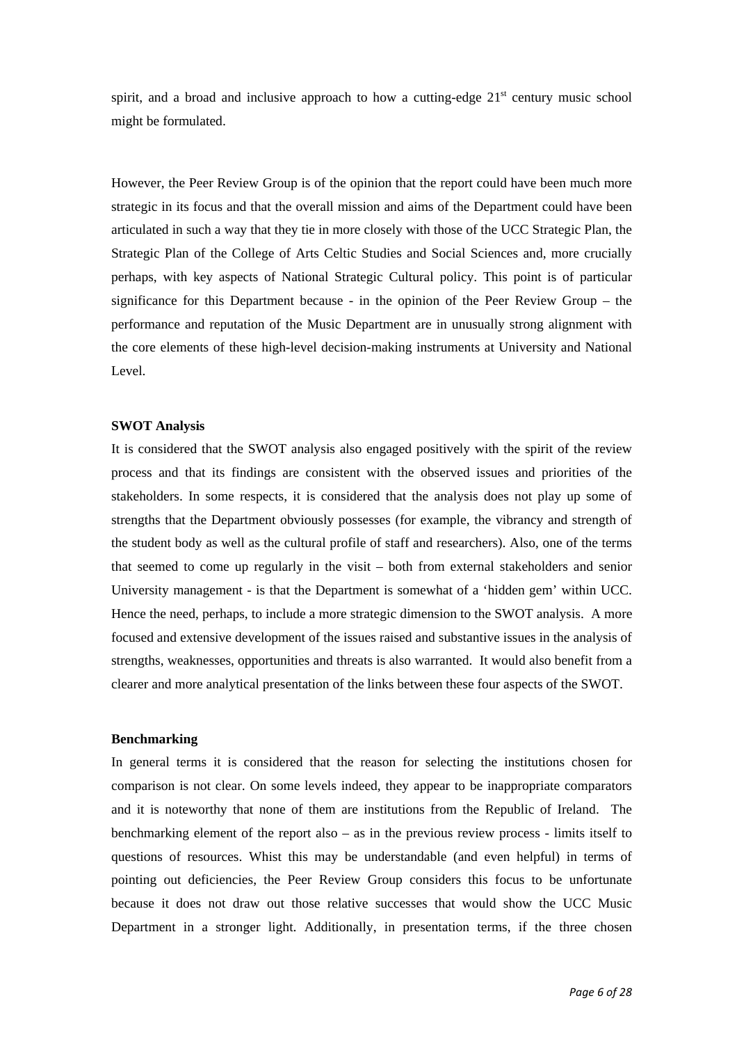spirit, and a broad and inclusive approach to how a cutting-edge 21st century music school might be formulated.

However, the Peer Review Group is of the opinion that the report could have been much more strategic in its focus and that the overall mission and aims of the Department could have been articulated in such a way that they tie in more closely with those of the UCC Strategic Plan, the Strategic Plan of the College of Arts Celtic Studies and Social Sciences and, more crucially perhaps, with key aspects of National Strategic Cultural policy. This point is of particular significance for this Department because - in the opinion of the Peer Review Group – the performance and reputation of the Music Department are in unusually strong alignment with the core elements of these high-level decision-making instruments at University and National Level.

**SWOT Analysis**

It is considered that the SWOT analysis also engaged positively with the spirit of the review process and that its findings are consistent with the observed issues and priorities of the stakeholders. In some respects, it is considered that the analysis does not play up some of strengths that the Department obviously possesses (for example, the vibrancy and strength of the student body as well as the cultural profile of staff and researchers). Also, one of the terms that seemed to come up regularly in the visit – both from external stakeholders and senior University management - is that the Department is somewhat of a 'hidden gem' within UCC. Hence the need, perhaps, to include a more strategic dimension to the SWOT analysis. A more focused and extensive development of the issues raised and substantive issues in the analysis of strengths, weaknesses, opportunities and threats is also warranted. It would also benefit from a clearer and more analytical presentation of the links between these four aspects of the SWOT.

**Benchmarking**

In general terms it is considered that the reason for selecting the institutions chosen for comparison is not clear. On some levels indeed, they appear to be inappropriate comparators and it is noteworthy that none of them are institutions from the Republic of Ireland. The benchmarking element of the report also – as in the previous review process - limits itself to questions of resources. Whist this may be understandable (and even helpful) in terms of pointing out deficiencies, the Peer Review Group considers this focus to be unfortunate because it does not draw out those relative successes that would show the UCC Music Department in a stronger light. Additionally, in presentation terms, if the three chosen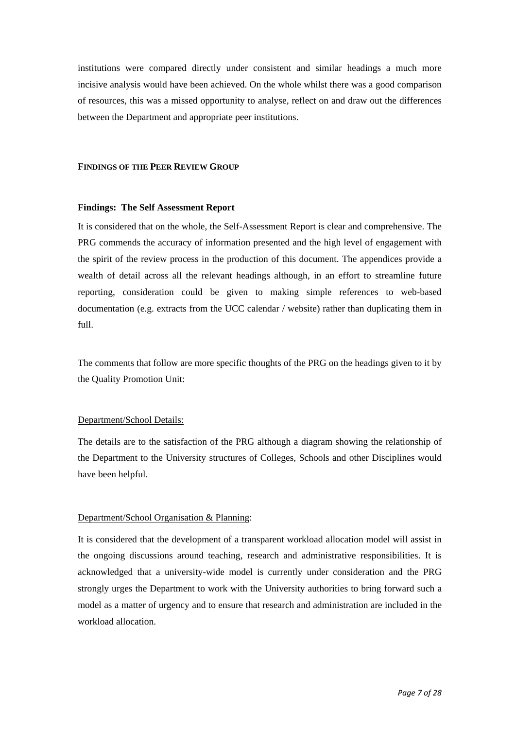institutions were compared directly under consistent and similar headings a much more incisive analysis would have been achieved. On the whole whilst there was a good comparison of resources, this was a missed opportunity to analyse, reflect on and draw out the differences between the Department and appropriate peer institutions.

## FINDINGS OF THE PEER REVIEW GROUP

### Findings: The Self Assessment Report

It is considered that on the whole, the Self-Assessment Report is clear and comprehensive. The PRG commends the accuracy of information presented and the high level of engagement with the spirit of the review process in the production of this document. The appendices provide a wealth of detail across all the relevant headings although, in an effort to streamline future reporting, consideration could be given to making simple references to web-based documentation (e.g. extracts from the UCC calendar / website) rather than duplicating them in full.

The comments that follow are more specific thoughts of the PRG on the headings given to it by the Quality Promotion Unit:

Department/School Details:

The details are to the satisfaction of the PRG although a diagram showing the relationship of the Department to the University structures of Colleges, Schools and other Disciplines would have been helpful.

Department/School Organisation & Planning:

It is considered that the development of a transparent workload allocation model will assist in the ongoing discussions around teaching, research and administrative responsibilities. It is acknowledged that a university-wide model is currently under consideration and the PRG strongly urges the Department to work with the University authorities to bring forward such a model as a matter of urgency and to ensure that research and administration are included in the workload allocation.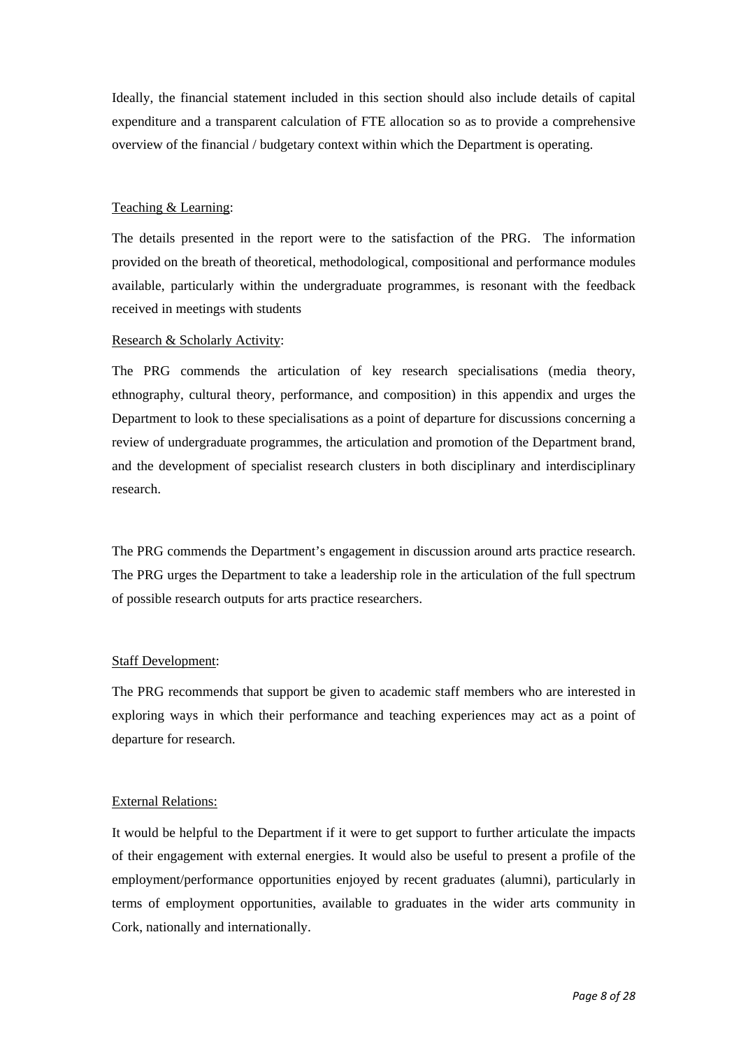Ideally, the financial statement included in this section should also include details of capital expenditure and a transparent calculation of FTE allocation so as to provide a comprehensive overview of the financial / budgetary context within which the Department is operating.

<u>Teaching & Learning</u>:

The details presented in the report were to the satisfaction of the PRG. The information provided on the breath of theoretical, methodological, compositional and performance modules available, particularly within the undergraduate programmes, is resonant with the feedback received in meetings with students

<u>Research & Scholarly Activity</u>:

The PRG commends the articulation of key research specialisations (media theory, ethnography, cultural theory, performance, and composition) in this appendix and urges the Department to look to these specialisations as a point of departure for discussions concerning a review of undergraduate programmes, the articulation and promotion of the Department brand, and the development of specialist research clusters in both disciplinary and interdisciplinary research.

The PRG commends the Department's engagement in discussion around arts practice research. The PRG urges the Department to take a leadership role in the articulation of the full spectrum of possible research outputs for arts practice researchers.

<u>Staff Development</u>:

The PRG recommends that support be given to academic staff members who are interested in exploring ways in which their performance and teaching experiences may act as a point of departure for research.

<u>External Relations:</u>

It would be helpful to the Department if it were to get support to further articulate the impacts of their engagement with external energies. It would also be useful to present a profile of the employment/performance opportunities enjoyed by recent graduates (alumni), particularly in terms of employment opportunities, available to graduates in the wider arts community in Cork, nationally and internationally.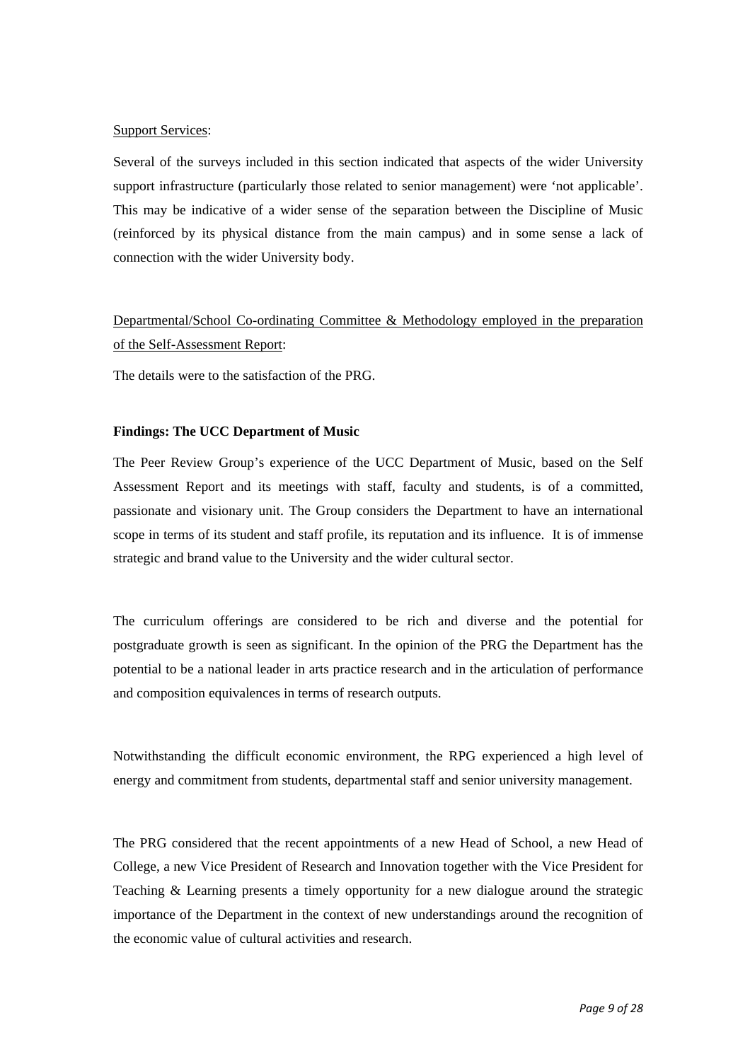Support Services:

Several of the surveys included in this section indicated that aspects of the wider University support infrastructure (particularly those related to senior management) were 'not applicable'. This may be indicative of a wider sense of the separation between the Discipline of Music (reinforced by its physical distance from the main campus) and in some sense a lack of connection with the wider University body.

Departmental/School Co-ordinating Committee & Methodology employed in the preparation of the Self-Assessment Report:

The details were to the satisfaction of the PRG.

**Findings: The UCC Department of Music**

The Peer Review Group's experience of the UCC Department of Music, based on the Self Assessment Report and its meetings with staff, faculty and students, is of a committed, passionate and visionary unit. The Group considers the Department to have an international scope in terms of its student and staff profile, its reputation and its influence. It is of immense strategic and brand value to the University and the wider cultural sector.

The curriculum offerings are considered to be rich and diverse and the potential for postgraduate growth is seen as significant. In the opinion of the PRG the Department has the potential to be a national leader in arts practice research and in the articulation of performance and composition equivalences in terms of research outputs.

Notwithstanding the difficult economic environment, the RPG experienced a high level of energy and commitment from students, departmental staff and senior university management.

The PRG considered that the recent appointments of a new Head of School, a new Head of College, a new Vice President of Research and Innovation together with the Vice President for Teaching & Learning presents a timely opportunity for a new dialogue around the strategic importance of the Department in the context of new understandings around the recognition of the economic value of cultural activities and research.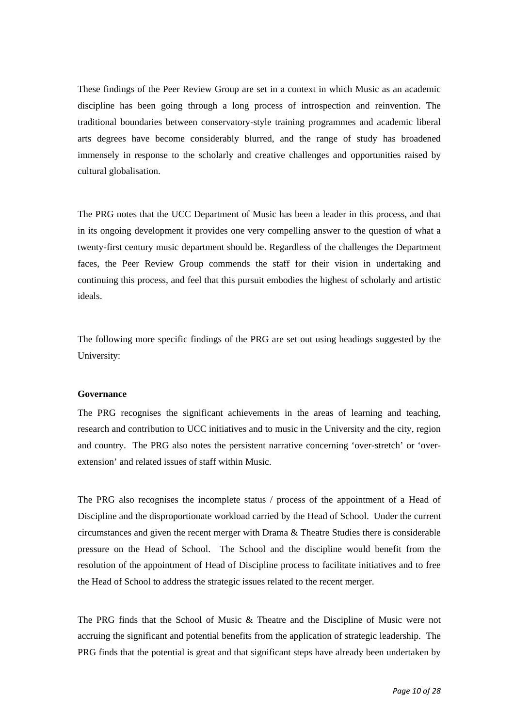These findings of the Peer Review Group are set in a context in which Music as an academic discipline has been going through a long process of introspection and reinvention. The traditional boundaries between conservatory-style training programmes and academic liberal arts degrees have become considerably blurred, and the range of study has broadened immensely in response to the scholarly and creative challenges and opportunities raised by cultural globalisation.

The PRG notes that the UCC Department of Music has been a leader in this process, and that in its ongoing development it provides one very compelling answer to the question of what a twenty-first century music department should be. Regardless of the challenges the Department faces, the Peer Review Group commends the staff for their vision in undertaking and continuing this process, and feel that this pursuit embodies the highest of scholarly and artistic ideals.

The following more specific findings of the PRG are set out using headings suggested by the University:

**Governance**

The PRG recognises the significant achievements in the areas of learning and teaching, research and contribution to UCC initiatives and to music in the University and the city, region and country. The PRG also notes the persistent narrative concerning 'over-stretch' or 'over-extension' and related issues of staff within Music.

The PRG also recognises the incomplete status / process of the appointment of a Head of Discipline and the disproportionate workload carried by the Head of School. Under the current circumstances and given the recent merger with Drama & Theatre Studies there is considerable pressure on the Head of School. The School and the discipline would benefit from the resolution of the appointment of Head of Discipline process to facilitate initiatives and to free the Head of School to address the strategic issues related to the recent merger.

The PRG finds that the School of Music & Theatre and the Discipline of Music were not accruing the significant and potential benefits from the application of strategic leadership. The PRG finds that the potential is great and that significant steps have already been undertaken by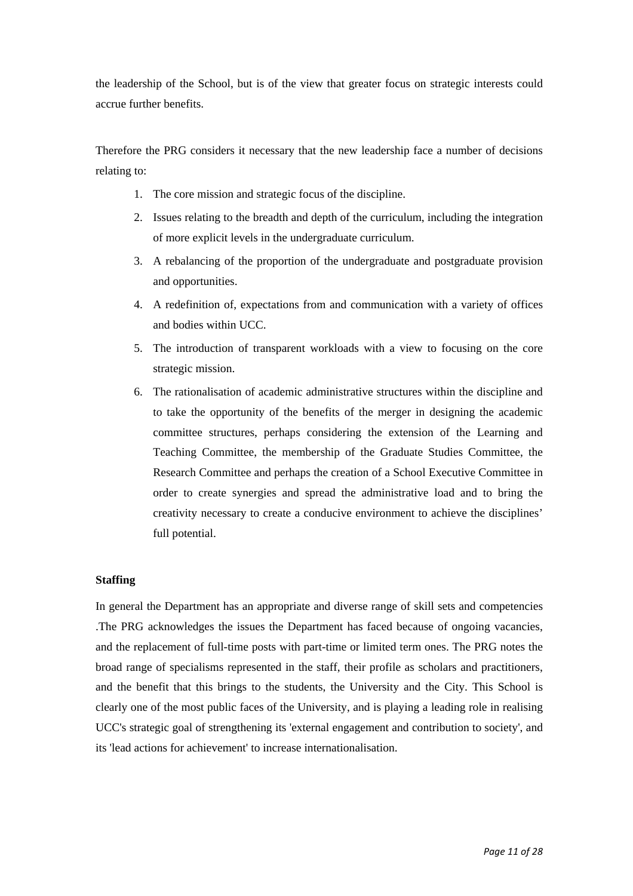the leadership of the School, but is of the view that greater focus on strategic interests could accrue further benefits.

Therefore the PRG considers it necessary that the new leadership face a number of decisions relating to:

1. The core mission and strategic focus of the discipline.
2. Issues relating to the breadth and depth of the curriculum, including the integration of more explicit levels in the undergraduate curriculum.
3. A rebalancing of the proportion of the undergraduate and postgraduate provision and opportunities.
4. A redefinition of, expectations from and communication with a variety of offices and bodies within UCC.
5. The introduction of transparent workloads with a view to focusing on the core strategic mission.
6. The rationalisation of academic administrative structures within the discipline and to take the opportunity of the benefits of the merger in designing the academic committee structures, perhaps considering the extension of the Learning and Teaching Committee, the membership of the Graduate Studies Committee, the Research Committee and perhaps the creation of a School Executive Committee in order to create synergies and spread the administrative load and to bring the creativity necessary to create a conducive environment to achieve the disciplines' full potential.

**Staffing**

In general the Department has an appropriate and diverse range of skill sets and competencies .The PRG acknowledges the issues the Department has faced because of ongoing vacancies, and the replacement of full-time posts with part-time or limited term ones. The PRG notes the broad range of specialisms represented in the staff, their profile as scholars and practitioners, and the benefit that this brings to the students, the University and the City. This School is clearly one of the most public faces of the University, and is playing a leading role in realising UCC's strategic goal of strengthening its 'external engagement and contribution to society', and its 'lead actions for achievement' to increase internationalisation.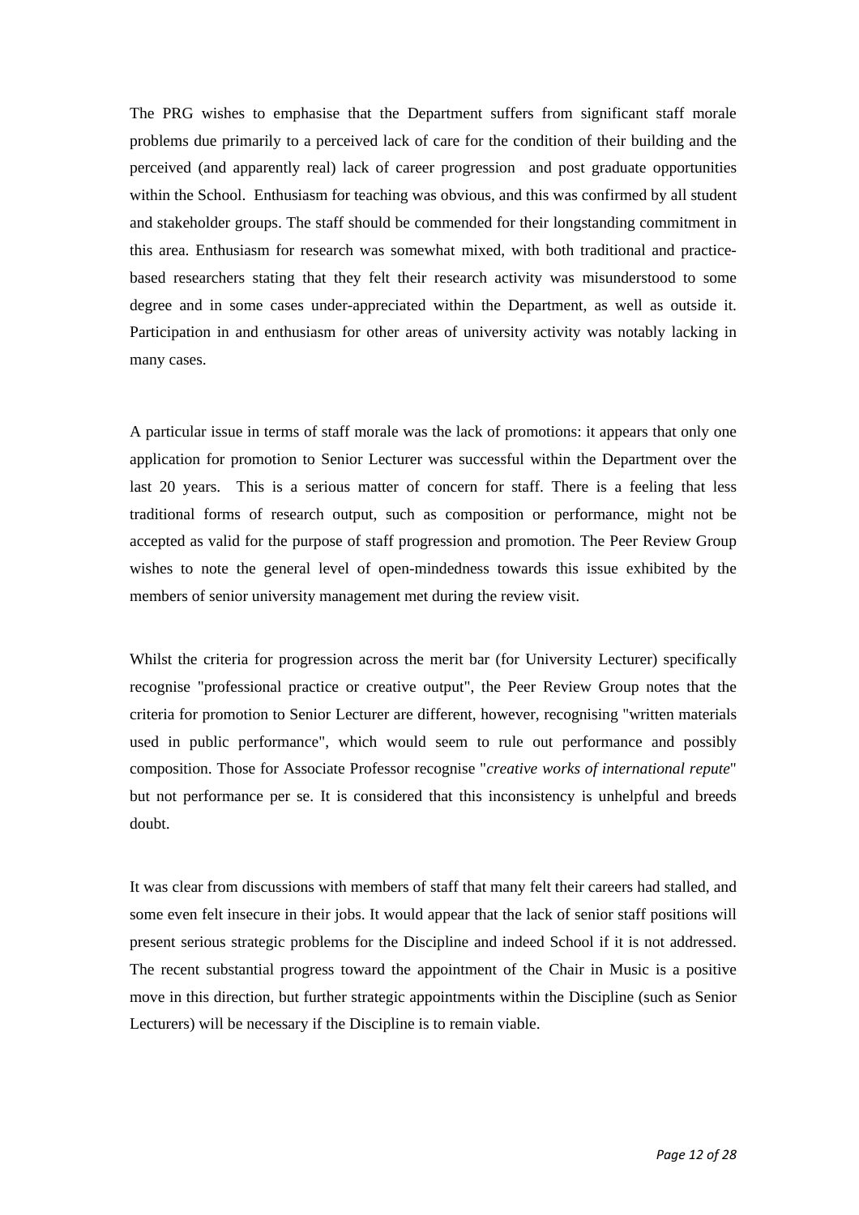The PRG wishes to emphasise that the Department suffers from significant staff morale problems due primarily to a perceived lack of care for the condition of their building and the perceived (and apparently real) lack of career progression and post graduate opportunities within the School. Enthusiasm for teaching was obvious, and this was confirmed by all student and stakeholder groups. The staff should be commended for their longstanding commitment in this area. Enthusiasm for research was somewhat mixed, with both traditional and practice-based researchers stating that they felt their research activity was misunderstood to some degree and in some cases under-appreciated within the Department, as well as outside it. Participation in and enthusiasm for other areas of university activity was notably lacking in many cases.

A particular issue in terms of staff morale was the lack of promotions: it appears that only one application for promotion to Senior Lecturer was successful within the Department over the last 20 years. This is a serious matter of concern for staff. There is a feeling that less traditional forms of research output, such as composition or performance, might not be accepted as valid for the purpose of staff progression and promotion. The Peer Review Group wishes to note the general level of open-mindedness towards this issue exhibited by the members of senior university management met during the review visit.

Whilst the criteria for progression across the merit bar (for University Lecturer) specifically recognise "professional practice or creative output", the Peer Review Group notes that the criteria for promotion to Senior Lecturer are different, however, recognising "written materials used in public performance", which would seem to rule out performance and possibly composition. Those for Associate Professor recognise "*creative works of international repute*" but not performance per se. It is considered that this inconsistency is unhelpful and breeds doubt.

It was clear from discussions with members of staff that many felt their careers had stalled, and some even felt insecure in their jobs. It would appear that the lack of senior staff positions will present serious strategic problems for the Discipline and indeed School if it is not addressed. The recent substantial progress toward the appointment of the Chair in Music is a positive move in this direction, but further strategic appointments within the Discipline (such as Senior Lecturers) will be necessary if the Discipline is to remain viable.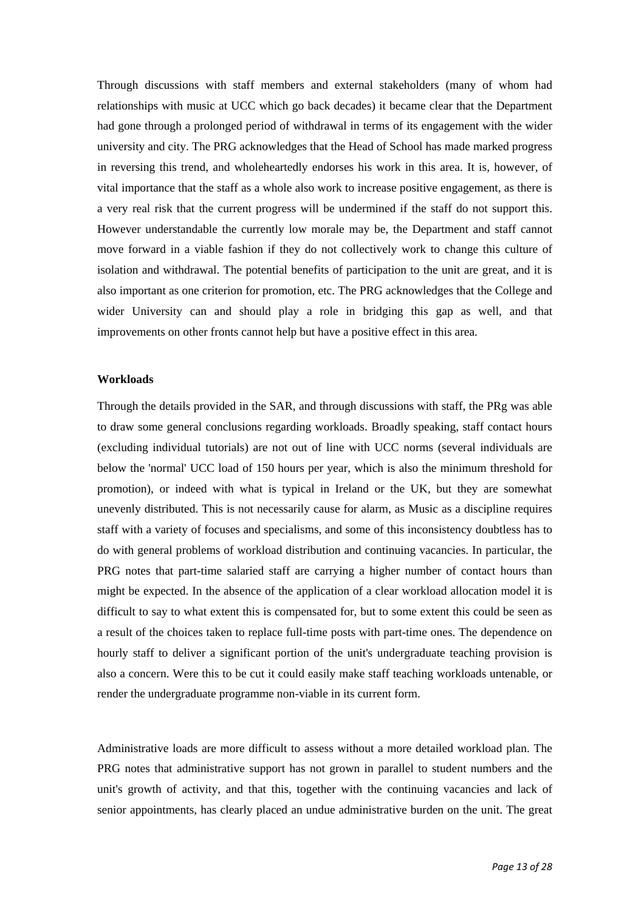Through discussions with staff members and external stakeholders (many of whom had relationships with music at UCC which go back decades) it became clear that the Department had gone through a prolonged period of withdrawal in terms of its engagement with the wider university and city. The PRG acknowledges that the Head of School has made marked progress in reversing this trend, and wholeheartedly endorses his work in this area. It is, however, of vital importance that the staff as a whole also work to increase positive engagement, as there is a very real risk that the current progress will be undermined if the staff do not support this. However understandable the currently low morale may be, the Department and staff cannot move forward in a viable fashion if they do not collectively work to change this culture of isolation and withdrawal. The potential benefits of participation to the unit are great, and it is also important as one criterion for promotion, etc. The PRG acknowledges that the College and wider University can and should play a role in bridging this gap as well, and that improvements on other fronts cannot help but have a positive effect in this area.

**Workloads**

Through the details provided in the SAR, and through discussions with staff, the PRg was able to draw some general conclusions regarding workloads. Broadly speaking, staff contact hours (excluding individual tutorials) are not out of line with UCC norms (several individuals are below the 'normal' UCC load of 150 hours per year, which is also the minimum threshold for promotion), or indeed with what is typical in Ireland or the UK, but they are somewhat unevenly distributed. This is not necessarily cause for alarm, as Music as a discipline requires staff with a variety of focuses and specialisms, and some of this inconsistency doubtless has to do with general problems of workload distribution and continuing vacancies. In particular, the PRG notes that part-time salaried staff are carrying a higher number of contact hours than might be expected. In the absence of the application of a clear workload allocation model it is difficult to say to what extent this is compensated for, but to some extent this could be seen as a result of the choices taken to replace full-time posts with part-time ones. The dependence on hourly staff to deliver a significant portion of the unit's undergraduate teaching provision is also a concern. Were this to be cut it could easily make staff teaching workloads untenable, or render the undergraduate programme non-viable in its current form.

Administrative loads are more difficult to assess without a more detailed workload plan. The PRG notes that administrative support has not grown in parallel to student numbers and the unit's growth of activity, and that this, together with the continuing vacancies and lack of senior appointments, has clearly placed an undue administrative burden on the unit. The great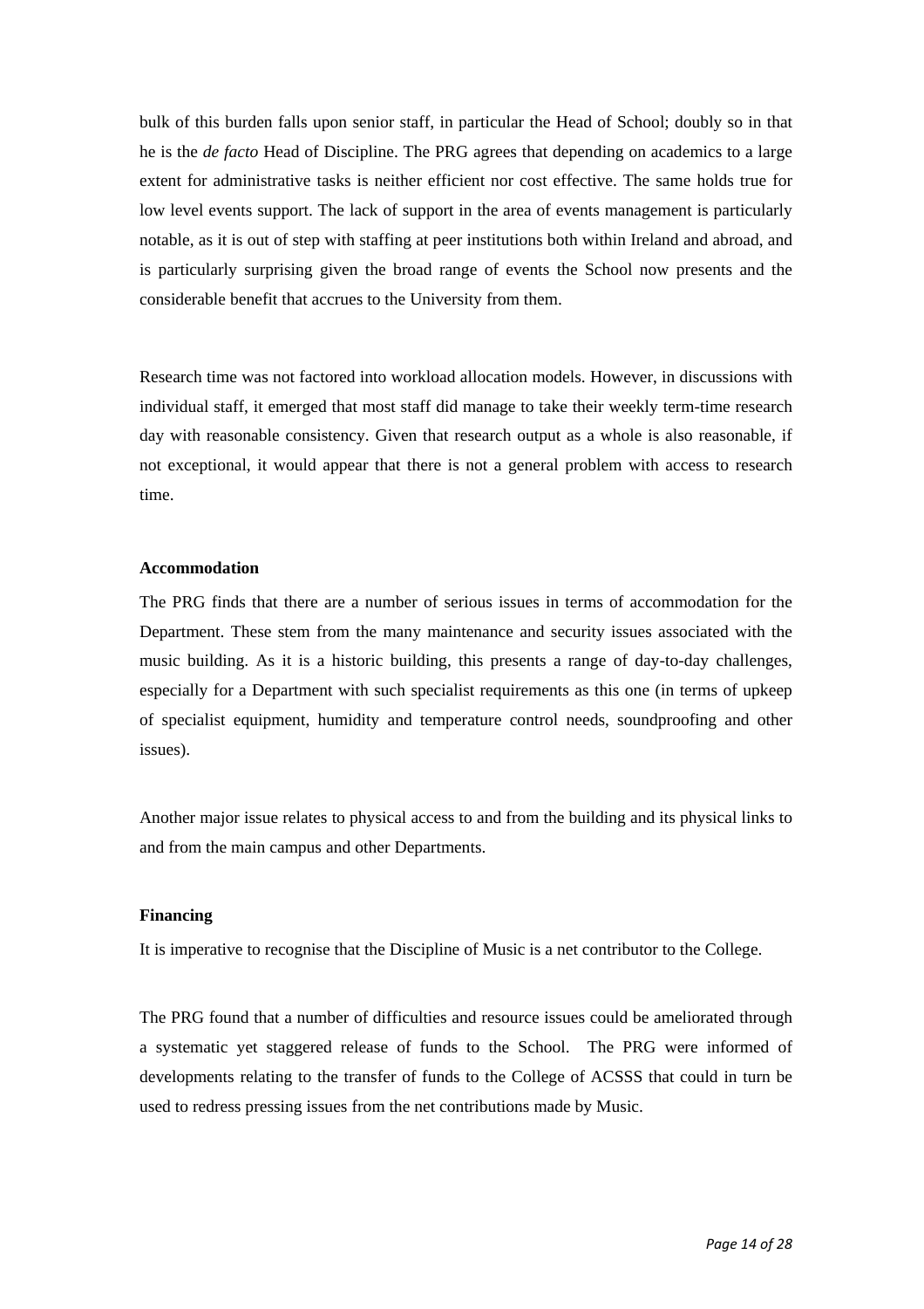bulk of this burden falls upon senior staff, in particular the Head of School; doubly so in that he is the *de facto* Head of Discipline. The PRG agrees that depending on academics to a large extent for administrative tasks is neither efficient nor cost effective. The same holds true for low level events support. The lack of support in the area of events management is particularly notable, as it is out of step with staffing at peer institutions both within Ireland and abroad, and is particularly surprising given the broad range of events the School now presents and the considerable benefit that accrues to the University from them.

Research time was not factored into workload allocation models. However, in discussions with individual staff, it emerged that most staff did manage to take their weekly term-time research day with reasonable consistency. Given that research output as a whole is also reasonable, if not exceptional, it would appear that there is not a general problem with access to research time.

**Accommodation**

The PRG finds that there are a number of serious issues in terms of accommodation for the Department. These stem from the many maintenance and security issues associated with the music building. As it is a historic building, this presents a range of day-to-day challenges, especially for a Department with such specialist requirements as this one (in terms of upkeep of specialist equipment, humidity and temperature control needs, soundproofing and other issues).

Another major issue relates to physical access to and from the building and its physical links to and from the main campus and other Departments.

**Financing**

It is imperative to recognise that the Discipline of Music is a net contributor to the College.

The PRG found that a number of difficulties and resource issues could be ameliorated through a systematic yet staggered release of funds to the School. The PRG were informed of developments relating to the transfer of funds to the College of ACSSS that could in turn be used to redress pressing issues from the net contributions made by Music.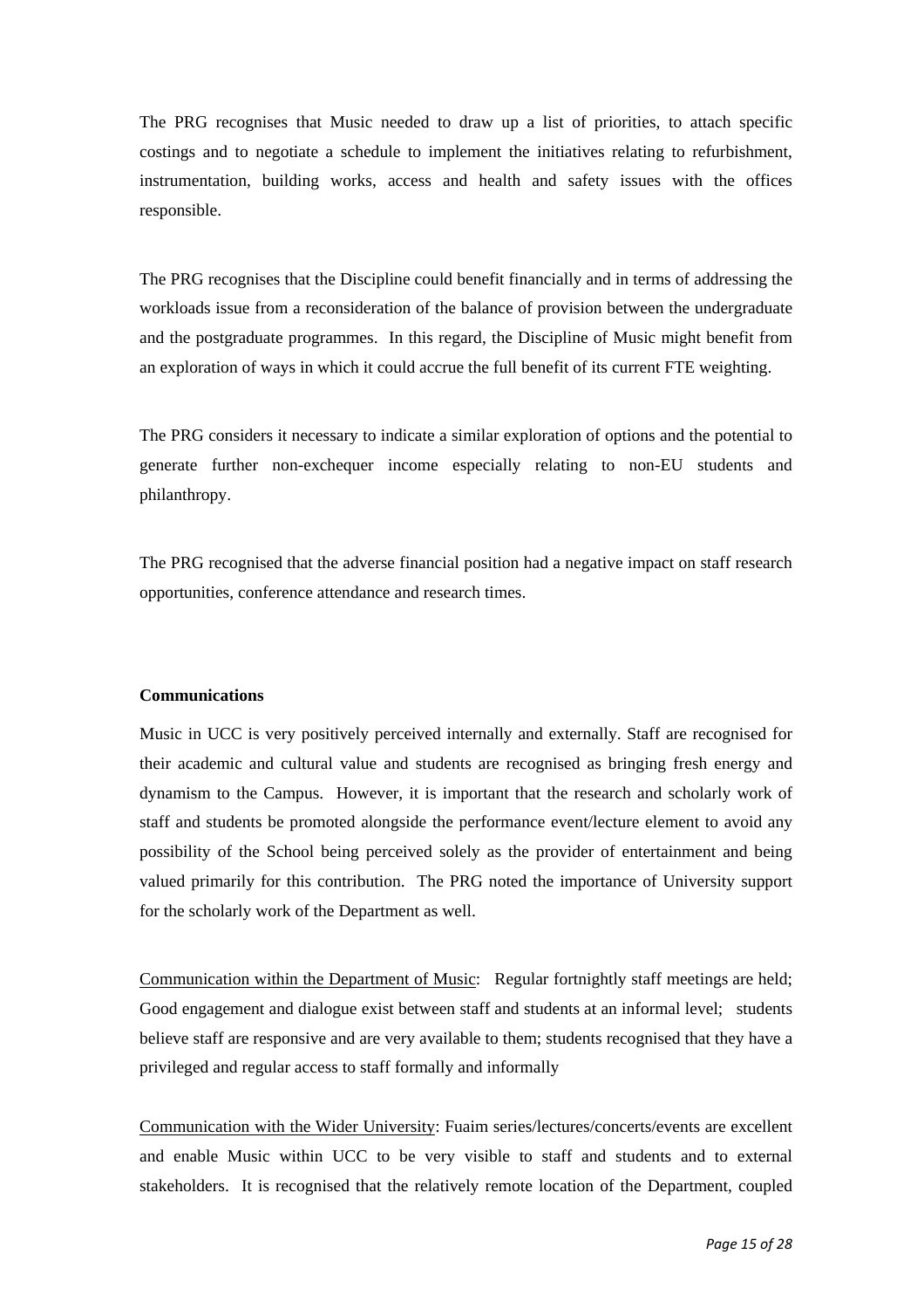The PRG recognises that Music needed to draw up a list of priorities, to attach specific costings and to negotiate a schedule to implement the initiatives relating to refurbishment, instrumentation, building works, access and health and safety issues with the offices responsible.

The PRG recognises that the Discipline could benefit financially and in terms of addressing the workloads issue from a reconsideration of the balance of provision between the undergraduate and the postgraduate programmes. In this regard, the Discipline of Music might benefit from an exploration of ways in which it could accrue the full benefit of its current FTE weighting.

The PRG considers it necessary to indicate a similar exploration of options and the potential to generate further non-exchequer income especially relating to non-EU students and philanthropy.

The PRG recognised that the adverse financial position had a negative impact on staff research opportunities, conference attendance and research times.

**Communications**

Music in UCC is very positively perceived internally and externally. Staff are recognised for their academic and cultural value and students are recognised as bringing fresh energy and dynamism to the Campus. However, it is important that the research and scholarly work of staff and students be promoted alongside the performance event/lecture element to avoid any possibility of the School being perceived solely as the provider of entertainment and being valued primarily for this contribution. The PRG noted the importance of University support for the scholarly work of the Department as well.

<u>Communication within the Department of Music</u>: Regular fortnightly staff meetings are held; Good engagement and dialogue exist between staff and students at an informal level; students believe staff are responsive and are very available to them; students recognised that they have a privileged and regular access to staff formally and informally

<u>Communication with the Wider University</u>: Fuaim series/lectures/concerts/events are excellent and enable Music within UCC to be very visible to staff and students and to external stakeholders. It is recognised that the relatively remote location of the Department, coupled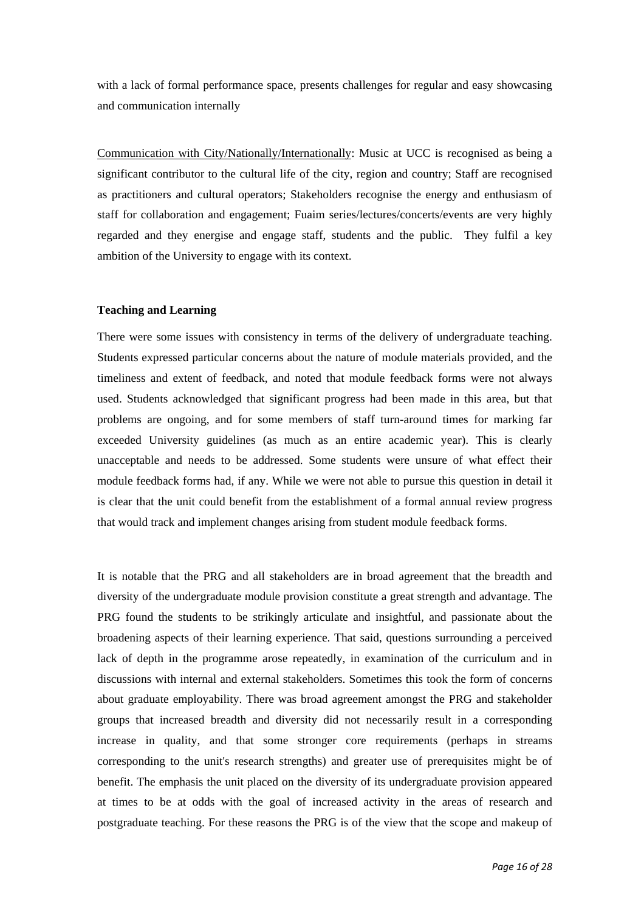with a lack of formal performance space, presents challenges for regular and easy showcasing and communication internally

Communication with City/Nationally/Internationally: Music at UCC is recognised as being a significant contributor to the cultural life of the city, region and country; Staff are recognised as practitioners and cultural operators; Stakeholders recognise the energy and enthusiasm of staff for collaboration and engagement; Fuaim series/lectures/concerts/events are very highly regarded and they energise and engage staff, students and the public. They fulfil a key ambition of the University to engage with its context.

**Teaching and Learning**

There were some issues with consistency in terms of the delivery of undergraduate teaching. Students expressed particular concerns about the nature of module materials provided, and the timeliness and extent of feedback, and noted that module feedback forms were not always used. Students acknowledged that significant progress had been made in this area, but that problems are ongoing, and for some members of staff turn-around times for marking far exceeded University guidelines (as much as an entire academic year). This is clearly unacceptable and needs to be addressed. Some students were unsure of what effect their module feedback forms had, if any. While we were not able to pursue this question in detail it is clear that the unit could benefit from the establishment of a formal annual review progress that would track and implement changes arising from student module feedback forms.

It is notable that the PRG and all stakeholders are in broad agreement that the breadth and diversity of the undergraduate module provision constitute a great strength and advantage. The PRG found the students to be strikingly articulate and insightful, and passionate about the broadening aspects of their learning experience. That said, questions surrounding a perceived lack of depth in the programme arose repeatedly, in examination of the curriculum and in discussions with internal and external stakeholders. Sometimes this took the form of concerns about graduate employability. There was broad agreement amongst the PRG and stakeholder groups that increased breadth and diversity did not necessarily result in a corresponding increase in quality, and that some stronger core requirements (perhaps in streams corresponding to the unit's research strengths) and greater use of prerequisites might be of benefit. The emphasis the unit placed on the diversity of its undergraduate provision appeared at times to be at odds with the goal of increased activity in the areas of research and postgraduate teaching. For these reasons the PRG is of the view that the scope and makeup of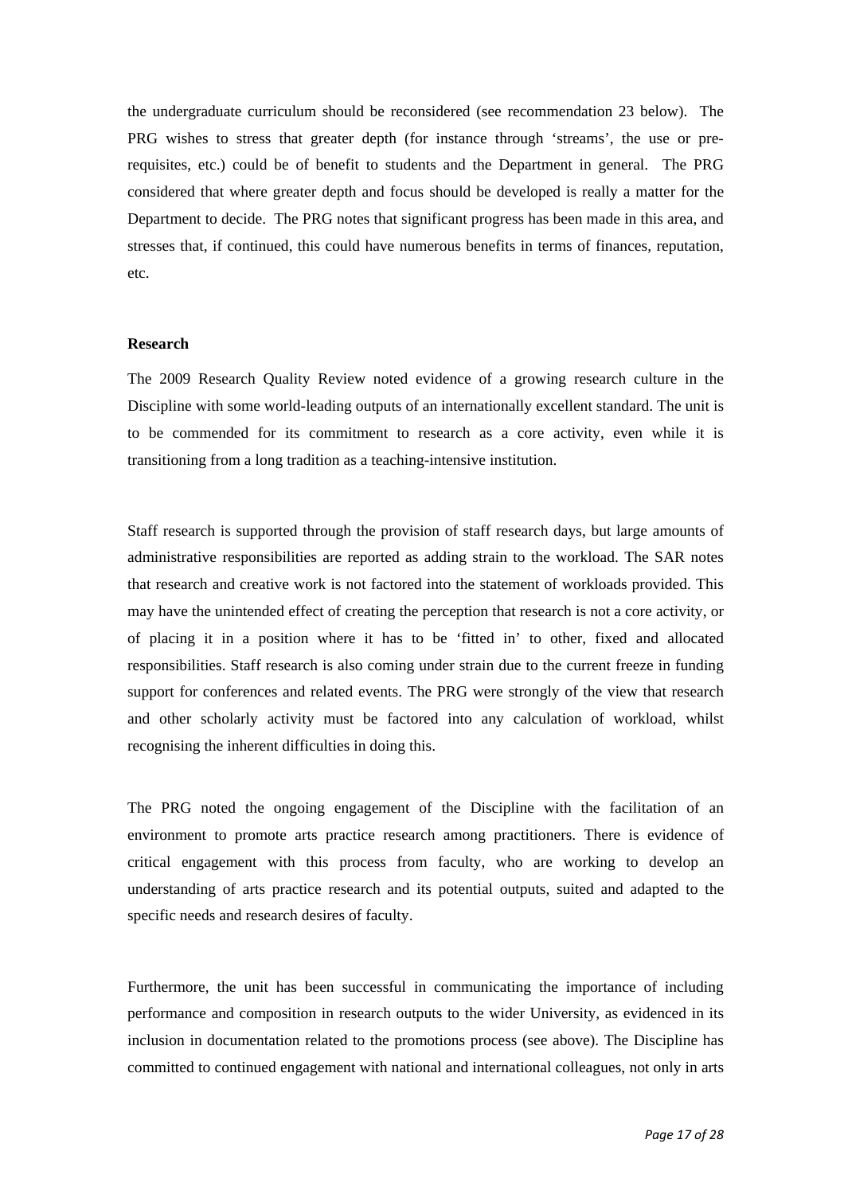the undergraduate curriculum should be reconsidered (see recommendation 23 below). The PRG wishes to stress that greater depth (for instance through 'streams', the use or pre-requisites, etc.) could be of benefit to students and the Department in general. The PRG considered that where greater depth and focus should be developed is really a matter for the Department to decide. The PRG notes that significant progress has been made in this area, and stresses that, if continued, this could have numerous benefits in terms of finances, reputation, etc.

**Research**

The 2009 Research Quality Review noted evidence of a growing research culture in the Discipline with some world-leading outputs of an internationally excellent standard. The unit is to be commended for its commitment to research as a core activity, even while it is transitioning from a long tradition as a teaching-intensive institution.

Staff research is supported through the provision of staff research days, but large amounts of administrative responsibilities are reported as adding strain to the workload. The SAR notes that research and creative work is not factored into the statement of workloads provided. This may have the unintended effect of creating the perception that research is not a core activity, or of placing it in a position where it has to be 'fitted in' to other, fixed and allocated responsibilities. Staff research is also coming under strain due to the current freeze in funding support for conferences and related events. The PRG were strongly of the view that research and other scholarly activity must be factored into any calculation of workload, whilst recognising the inherent difficulties in doing this.

The PRG noted the ongoing engagement of the Discipline with the facilitation of an environment to promote arts practice research among practitioners. There is evidence of critical engagement with this process from faculty, who are working to develop an understanding of arts practice research and its potential outputs, suited and adapted to the specific needs and research desires of faculty.

Furthermore, the unit has been successful in communicating the importance of including performance and composition in research outputs to the wider University, as evidenced in its inclusion in documentation related to the promotions process (see above). The Discipline has committed to continued engagement with national and international colleagues, not only in arts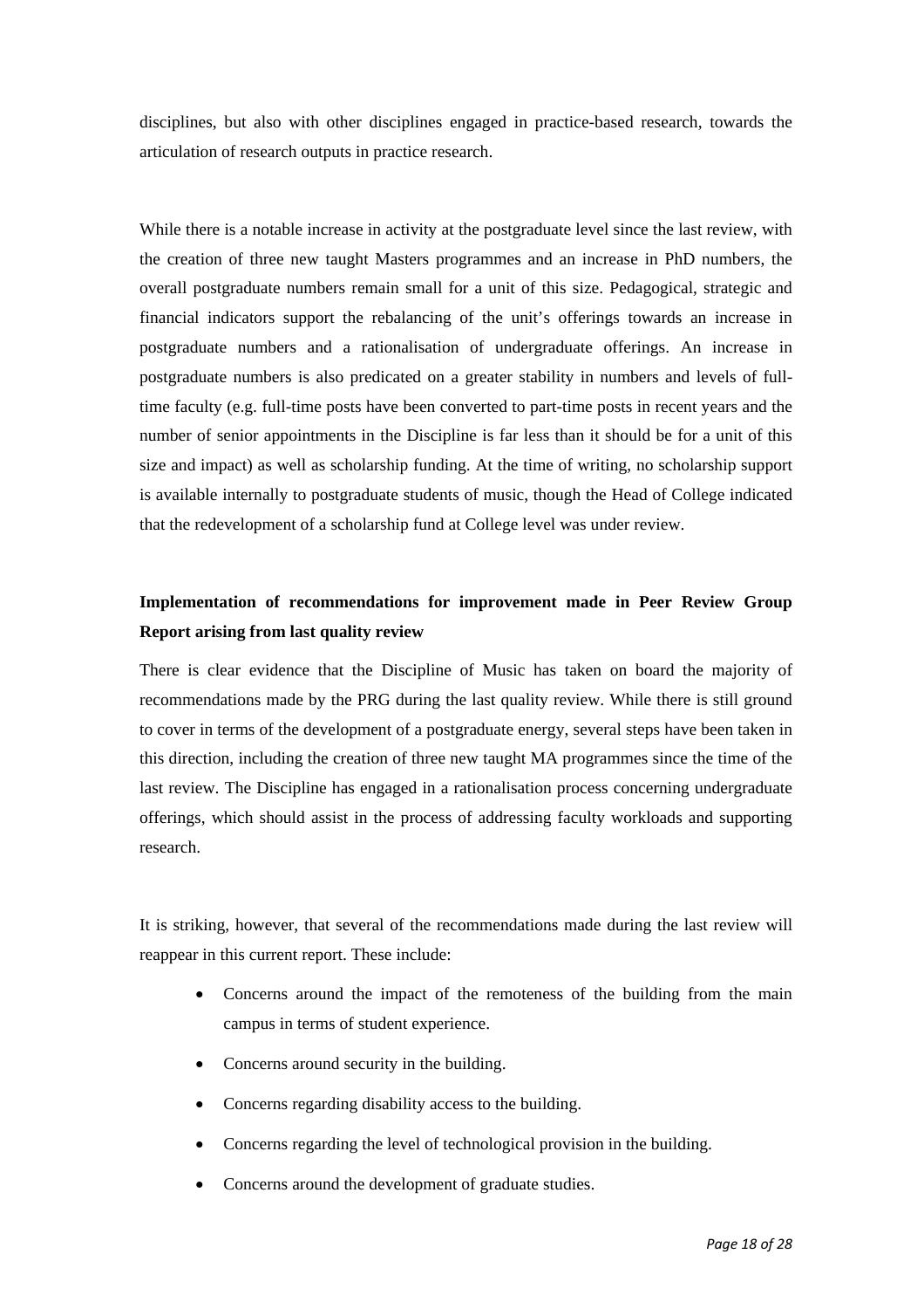disciplines, but also with other disciplines engaged in practice-based research, towards the articulation of research outputs in practice research.

While there is a notable increase in activity at the postgraduate level since the last review, with the creation of three new taught Masters programmes and an increase in PhD numbers, the overall postgraduate numbers remain small for a unit of this size. Pedagogical, strategic and financial indicators support the rebalancing of the unit's offerings towards an increase in postgraduate numbers and a rationalisation of undergraduate offerings. An increase in postgraduate numbers is also predicated on a greater stability in numbers and levels of full-time faculty (e.g. full-time posts have been converted to part-time posts in recent years and the number of senior appointments in the Discipline is far less than it should be for a unit of this size and impact) as well as scholarship funding. At the time of writing, no scholarship support is available internally to postgraduate students of music, though the Head of College indicated that the redevelopment of a scholarship fund at College level was under review.

**Implementation of recommendations for improvement made in Peer Review Group Report arising from last quality review**

There is clear evidence that the Discipline of Music has taken on board the majority of recommendations made by the PRG during the last quality review. While there is still ground to cover in terms of the development of a postgraduate energy, several steps have been taken in this direction, including the creation of three new taught MA programmes since the time of the last review. The Discipline has engaged in a rationalisation process concerning undergraduate offerings, which should assist in the process of addressing faculty workloads and supporting research.

It is striking, however, that several of the recommendations made during the last review will reappear in this current report. These include:

- Concerns around the impact of the remoteness of the building from the main campus in terms of student experience.
- Concerns around security in the building.
- Concerns regarding disability access to the building.
- Concerns regarding the level of technological provision in the building.
- Concerns around the development of graduate studies.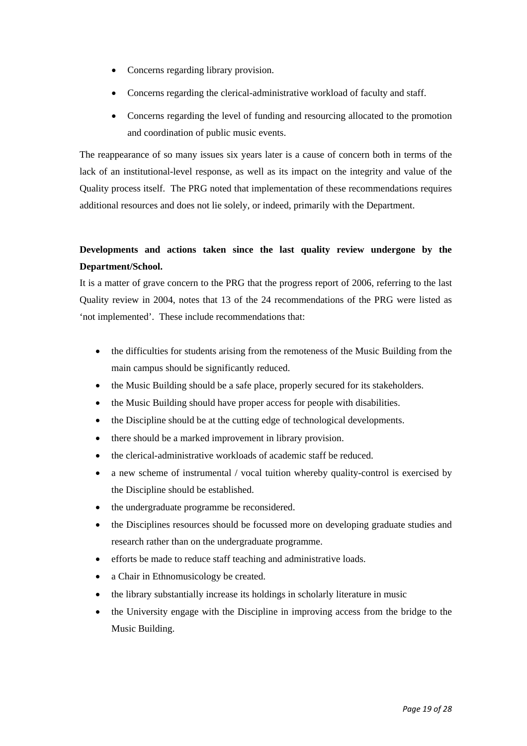- Concerns regarding library provision.
- Concerns regarding the clerical-administrative workload of faculty and staff.
- Concerns regarding the level of funding and resourcing allocated to the promotion and coordination of public music events.

The reappearance of so many issues six years later is a cause of concern both in terms of the lack of an institutional-level response, as well as its impact on the integrity and value of the Quality process itself. The PRG noted that implementation of these recommendations requires additional resources and does not lie solely, or indeed, primarily with the Department.

**Developments and actions taken since the last quality review undergone by the Department/School.**

It is a matter of grave concern to the PRG that the progress report of 2006, referring to the last Quality review in 2004, notes that 13 of the 24 recommendations of the PRG were listed as 'not implemented'. These include recommendations that:

- the difficulties for students arising from the remoteness of the Music Building from the main campus should be significantly reduced.
- the Music Building should be a safe place, properly secured for its stakeholders.
- the Music Building should have proper access for people with disabilities.
- the Discipline should be at the cutting edge of technological developments.
- there should be a marked improvement in library provision.
- the clerical-administrative workloads of academic staff be reduced.
- a new scheme of instrumental / vocal tuition whereby quality-control is exercised by the Discipline should be established.
- the undergraduate programme be reconsidered.
- the Disciplines resources should be focussed more on developing graduate studies and research rather than on the undergraduate programme.
- efforts be made to reduce staff teaching and administrative loads.
- a Chair in Ethnomusicology be created.
- the library substantially increase its holdings in scholarly literature in music
- the University engage with the Discipline in improving access from the bridge to the Music Building.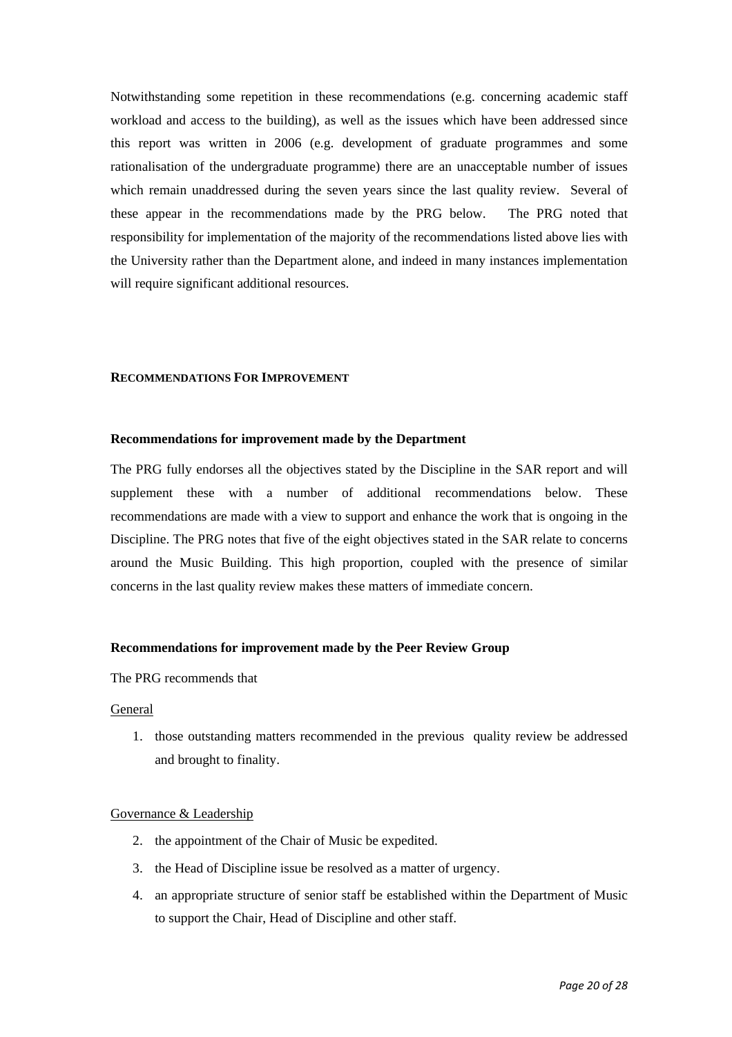Notwithstanding some repetition in these recommendations (e.g. concerning academic staff workload and access to the building), as well as the issues which have been addressed since this report was written in 2006 (e.g. development of graduate programmes and some rationalisation of the undergraduate programme) there are an unacceptable number of issues which remain unaddressed during the seven years since the last quality review. Several of these appear in the recommendations made by the PRG below. The PRG noted that responsibility for implementation of the majority of the recommendations listed above lies with the University rather than the Department alone, and indeed in many instances implementation will require significant additional resources.

## RECOMMENDATIONS FOR IMPROVEMENT

### Recommendations for improvement made by the Department

The PRG fully endorses all the objectives stated by the Discipline in the SAR report and will supplement these with a number of additional recommendations below. These recommendations are made with a view to support and enhance the work that is ongoing in the Discipline. The PRG notes that five of the eight objectives stated in the SAR relate to concerns around the Music Building. This high proportion, coupled with the presence of similar concerns in the last quality review makes these matters of immediate concern.

### Recommendations for improvement made by the Peer Review Group

The PRG recommends that

<u>General</u>

1. those outstanding matters recommended in the previous quality review be addressed and brought to finality.

<u>Governance & Leadership</u>

2. the appointment of the Chair of Music be expedited.
3. the Head of Discipline issue be resolved as a matter of urgency.
4. an appropriate structure of senior staff be established within the Department of Music to support the Chair, Head of Discipline and other staff.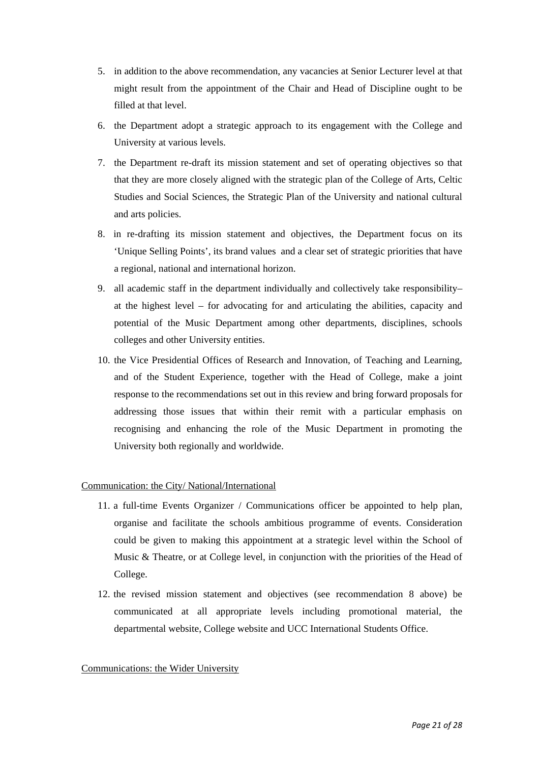5. in addition to the above recommendation, any vacancies at Senior Lecturer level at that might result from the appointment of the Chair and Head of Discipline ought to be filled at that level.
6. the Department adopt a strategic approach to its engagement with the College and University at various levels.
7. the Department re-draft its mission statement and set of operating objectives so that that they are more closely aligned with the strategic plan of the College of Arts, Celtic Studies and Social Sciences, the Strategic Plan of the University and national cultural and arts policies.
8. in re-drafting its mission statement and objectives, the Department focus on its 'Unique Selling Points', its brand values and a clear set of strategic priorities that have a regional, national and international horizon.
9. all academic staff in the department individually and collectively take responsibility– at the highest level – for advocating for and articulating the abilities, capacity and potential of the Music Department among other departments, disciplines, schools colleges and other University entities.
10. the Vice Presidential Offices of Research and Innovation, of Teaching and Learning, and of the Student Experience, together with the Head of College, make a joint response to the recommendations set out in this review and bring forward proposals for addressing those issues that within their remit with a particular emphasis on recognising and enhancing the role of the Music Department in promoting the University both regionally and worldwide.

<u>Communication: the City/ National/International</u>

11. a full-time Events Organizer / Communications officer be appointed to help plan, organise and facilitate the schools ambitious programme of events. Consideration could be given to making this appointment at a strategic level within the School of Music & Theatre, or at College level, in conjunction with the priorities of the Head of College.
12. the revised mission statement and objectives (see recommendation 8 above) be communicated at all appropriate levels including promotional material, the departmental website, College website and UCC International Students Office.

<u>Communications: the Wider University</u>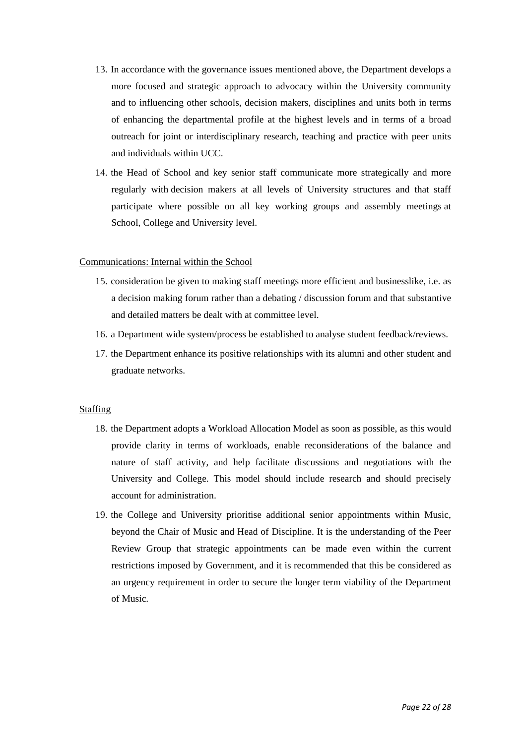13. In accordance with the governance issues mentioned above, the Department develops a more focused and strategic approach to advocacy within the University community and to influencing other schools, decision makers, disciplines and units both in terms of enhancing the departmental profile at the highest levels and in terms of a broad outreach for joint or interdisciplinary research, teaching and practice with peer units and individuals within UCC.
14. the Head of School and key senior staff communicate more strategically and more regularly with decision makers at all levels of University structures and that staff participate where possible on all key working groups and assembly meetings at School, College and University level.

<u>Communications: Internal within the School</u>

15. consideration be given to making staff meetings more efficient and businesslike, i.e. as a decision making forum rather than a debating / discussion forum and that substantive and detailed matters be dealt with at committee level.
16. a Department wide system/process be established to analyse student feedback/reviews.
17. the Department enhance its positive relationships with its alumni and other student and graduate networks.

<u>Staffing</u>

18. the Department adopts a Workload Allocation Model as soon as possible, as this would provide clarity in terms of workloads, enable reconsiderations of the balance and nature of staff activity, and help facilitate discussions and negotiations with the University and College. This model should include research and should precisely account for administration.
19. the College and University prioritise additional senior appointments within Music, beyond the Chair of Music and Head of Discipline. It is the understanding of the Peer Review Group that strategic appointments can be made even within the current restrictions imposed by Government, and it is recommended that this be considered as an urgency requirement in order to secure the longer term viability of the Department of Music.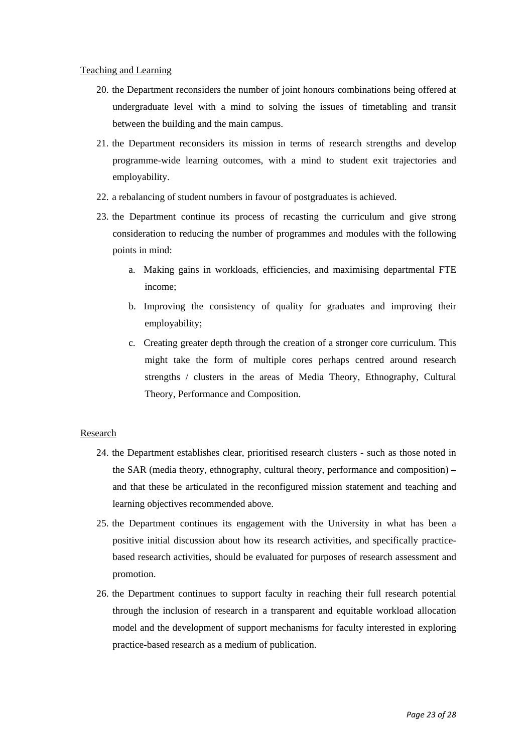Teaching and Learning

20. the Department reconsiders the number of joint honours combinations being offered at undergraduate level with a mind to solving the issues of timetabling and transit between the building and the main campus.
21. the Department reconsiders its mission in terms of research strengths and develop programme-wide learning outcomes, with a mind to student exit trajectories and employability.
22. a rebalancing of student numbers in favour of postgraduates is achieved.
23. the Department continue its process of recasting the curriculum and give strong consideration to reducing the number of programmes and modules with the following points in mind:
    a. Making gains in workloads, efficiencies, and maximising departmental FTE income;
    b. Improving the consistency of quality for graduates and improving their employability;
    c. Creating greater depth through the creation of a stronger core curriculum. This might take the form of multiple cores perhaps centred around research strengths / clusters in the areas of Media Theory, Ethnography, Cultural Theory, Performance and Composition.

Research

24. the Department establishes clear, prioritised research clusters - such as those noted in the SAR (media theory, ethnography, cultural theory, performance and composition) – and that these be articulated in the reconfigured mission statement and teaching and learning objectives recommended above.
25. the Department continues its engagement with the University in what has been a positive initial discussion about how its research activities, and specifically practice-based research activities, should be evaluated for purposes of research assessment and promotion.
26. the Department continues to support faculty in reaching their full research potential through the inclusion of research in a transparent and equitable workload allocation model and the development of support mechanisms for faculty interested in exploring practice-based research as a medium of publication.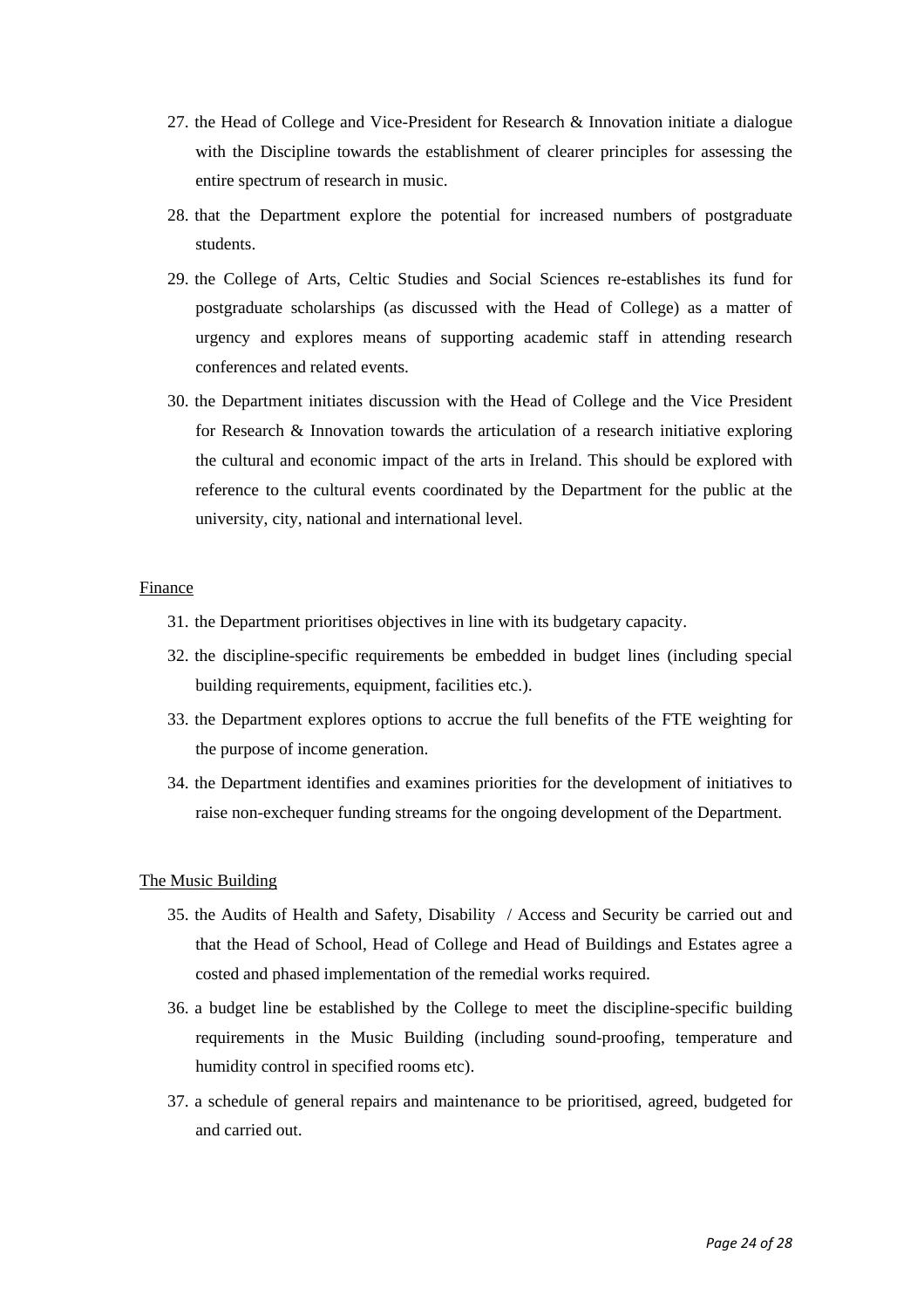27. the Head of College and Vice-President for Research & Innovation initiate a dialogue with the Discipline towards the establishment of clearer principles for assessing the entire spectrum of research in music.
28. that the Department explore the potential for increased numbers of postgraduate students.
29. the College of Arts, Celtic Studies and Social Sciences re-establishes its fund for postgraduate scholarships (as discussed with the Head of College) as a matter of urgency and explores means of supporting academic staff in attending research conferences and related events.
30. the Department initiates discussion with the Head of College and the Vice President for Research & Innovation towards the articulation of a research initiative exploring the cultural and economic impact of the arts in Ireland. This should be explored with reference to the cultural events coordinated by the Department for the public at the university, city, national and international level.

Finance

31. the Department prioritises objectives in line with its budgetary capacity.
32. the discipline-specific requirements be embedded in budget lines (including special building requirements, equipment, facilities etc.).
33. the Department explores options to accrue the full benefits of the FTE weighting for the purpose of income generation.
34. the Department identifies and examines priorities for the development of initiatives to raise non-exchequer funding streams for the ongoing development of the Department.

The Music Building

35. the Audits of Health and Safety, Disability / Access and Security be carried out and that the Head of School, Head of College and Head of Buildings and Estates agree a costed and phased implementation of the remedial works required.
36. a budget line be established by the College to meet the discipline-specific building requirements in the Music Building (including sound-proofing, temperature and humidity control in specified rooms etc).
37. a schedule of general repairs and maintenance to be prioritised, agreed, budgeted for and carried out.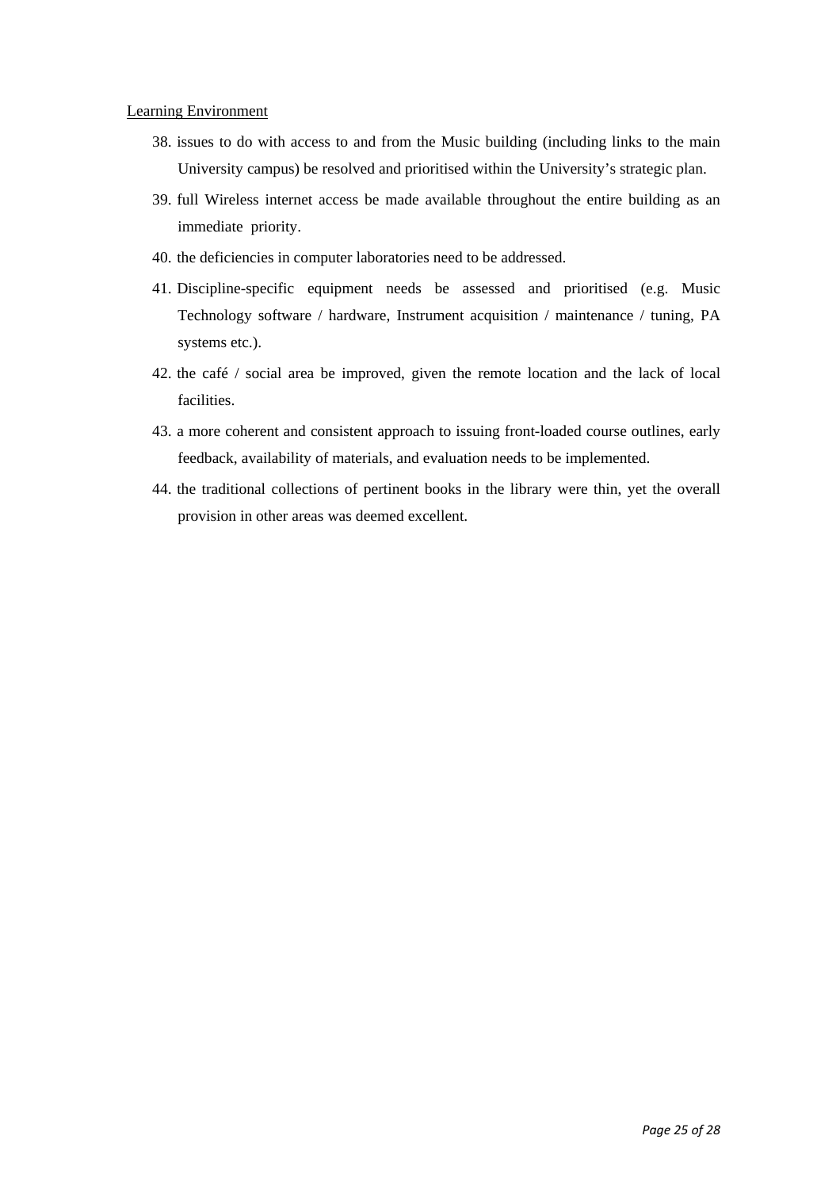<u>Learning Environment</u>

38. issues to do with access to and from the Music building (including links to the main University campus) be resolved and prioritised within the University's strategic plan.
39. full Wireless internet access be made available throughout the entire building as an immediate priority.
40. the deficiencies in computer laboratories need to be addressed.
41. Discipline-specific equipment needs be assessed and prioritised (e.g. Music Technology software / hardware, Instrument acquisition / maintenance / tuning, PA systems etc.).
42. the café / social area be improved, given the remote location and the lack of local facilities.
43. a more coherent and consistent approach to issuing front-loaded course outlines, early feedback, availability of materials, and evaluation needs to be implemented.
44. the traditional collections of pertinent books in the library were thin, yet the overall provision in other areas was deemed excellent.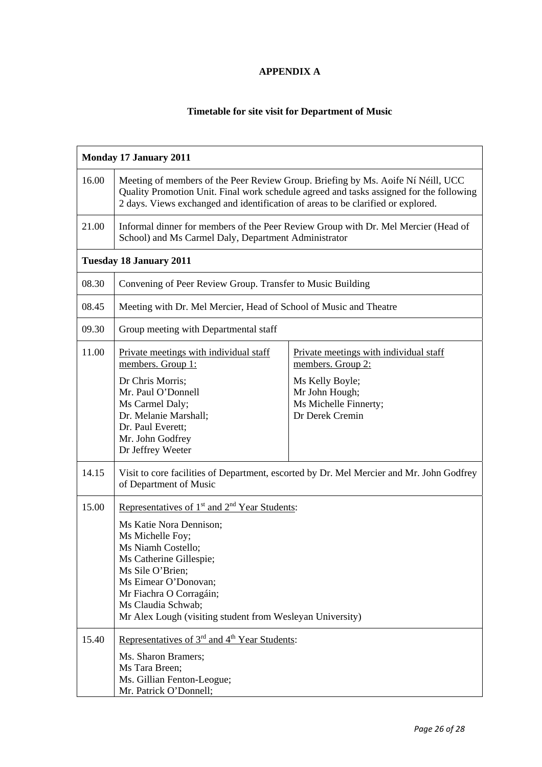**APPENDIX A**

**Timetable for site visit for Department of Music**

| **Monday 17 January 2011** | | |
|---|---|---|
| 16.00 | Meeting of members of the Peer Review Group. Briefing by Ms. Aoife Ní Néill, UCC Quality Promotion Unit. Final work schedule agreed and tasks assigned for the following 2 days. Views exchanged and identification of areas to be clarified or explored. | |
| 21.00 | Informal dinner for members of the Peer Review Group with Dr. Mel Mercier (Head of School) and Ms Carmel Daly, Department Administrator | |
| **Tuesday 18 January 2011** | | |
| 08.30 | Convening of Peer Review Group. Transfer to Music Building | |
| 08.45 | Meeting with Dr. Mel Mercier, Head of School of Music and Theatre | |
| 09.30 | Group meeting with Departmental staff | |
| 11.00 | Private meetings with individual staff members. Group 1:<br>Dr Chris Morris;<br>Mr. Paul O'Donnell<br>Ms Carmel Daly;<br>Dr. Melanie Marshall;<br>Dr. Paul Everett;<br>Mr. John Godfrey<br>Dr Jeffrey Weeter | Private meetings with individual staff members. Group 2:<br>Ms Kelly Boyle;<br>Mr John Hough;<br>Ms Michelle Finnerty;<br>Dr Derek Cremin |
| 14.15 | Visit to core facilities of Department, escorted by Dr. Mel Mercier and Mr. John Godfrey of Department of Music | |
| 15.00 | Representatives of 1st and 2nd Year Students:<br>Ms Katie Nora Dennison;<br>Ms Michelle Foy;<br>Ms Niamh Costello;<br>Ms Catherine Gillespie;<br>Ms Sile O'Brien;<br>Ms Eimear O'Donovan;<br>Mr Fiachra O Corragáin;<br>Ms Claudia Schwab;<br>Mr Alex Lough (visiting student from Wesleyan University) | |
| 15.40 | Representatives of 3rd and 4th Year Students:<br>Ms. Sharon Bramers;<br>Ms Tara Breen;<br>Ms. Gillian Fenton-Leogue;<br>Mr. Patrick O'Donnell; | |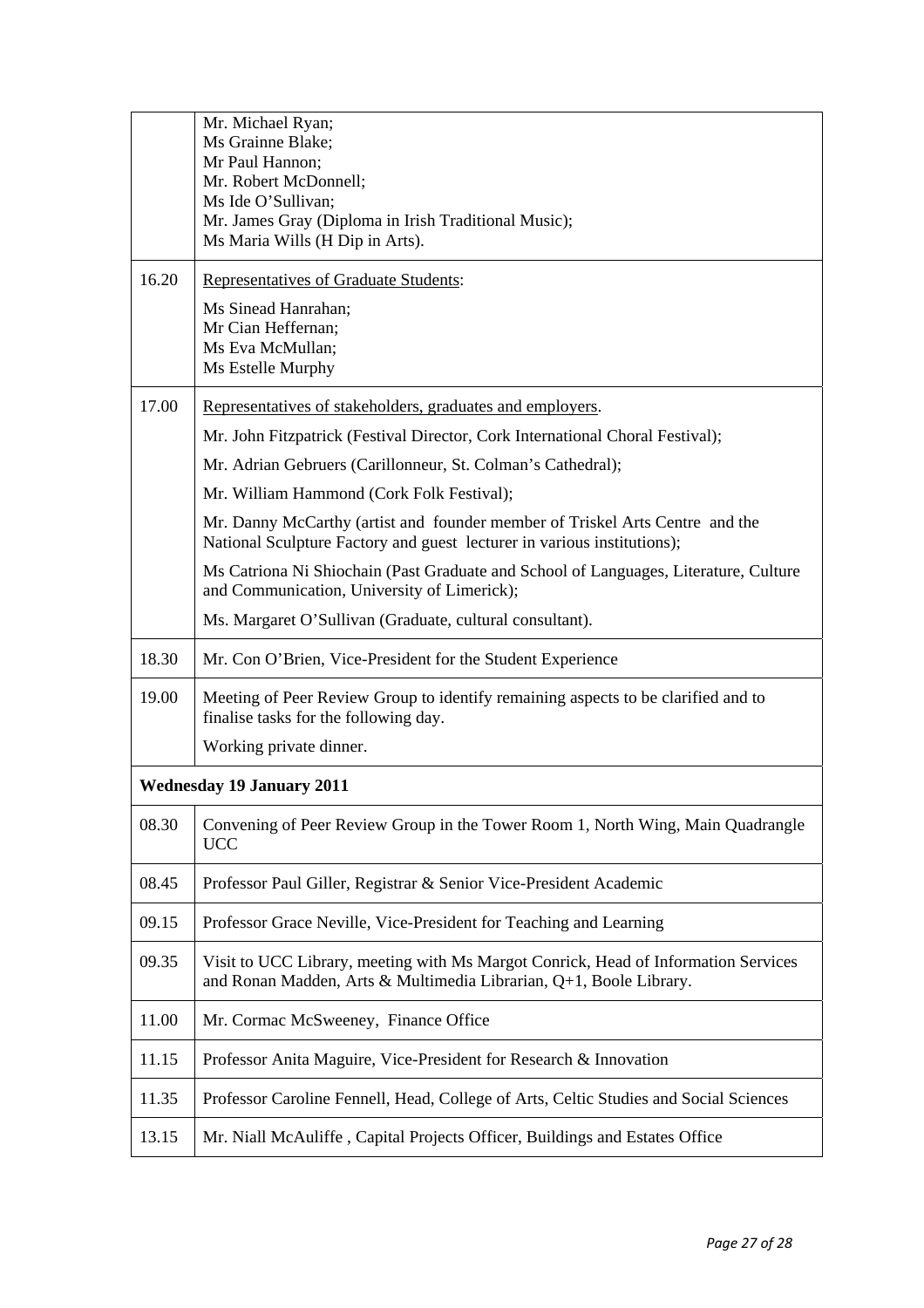| | |
|---|---|
| | Mr. Michael Ryan;<br>Ms Grainne Blake;<br>Mr Paul Hannon;<br>Mr. Robert McDonnell;<br>Ms Ide O'Sullivan;<br>Mr. James Gray (Diploma in Irish Traditional Music);<br>Ms Maria Wills (H Dip in Arts). |
| 16.20 | Representatives of Graduate Students:<br>Ms Sinead Hanrahan;<br>Mr Cian Heffernan;<br>Ms Eva McMullan;<br>Ms Estelle Murphy |
| 17.00 | Representatives of stakeholders, graduates and employers.<br>Mr. John Fitzpatrick (Festival Director, Cork International Choral Festival);<br>Mr. Adrian Gebruers (Carillonneur, St. Colman's Cathedral);<br>Mr. William Hammond (Cork Folk Festival);<br>Mr. Danny McCarthy (artist and founder member of Triskel Arts Centre and the National Sculpture Factory and guest lecturer in various institutions);<br>Ms Catriona Ni Shiochain (Past Graduate and School of Languages, Literature, Culture and Communication, University of Limerick);<br>Ms. Margaret O'Sullivan (Graduate, cultural consultant). |
| 18.30 | Mr. Con O'Brien, Vice-President for the Student Experience |
| 19.00 | Meeting of Peer Review Group to identify remaining aspects to be clarified and to finalise tasks for the following day.<br>Working private dinner. |
| **Wednesday 19 January 2011** | |
| 08.30 | Convening of Peer Review Group in the Tower Room 1, North Wing, Main Quadrangle UCC |
| 08.45 | Professor Paul Giller, Registrar & Senior Vice-President Academic |
| 09.15 | Professor Grace Neville, Vice-President for Teaching and Learning |
| 09.35 | Visit to UCC Library, meeting with Ms Margot Conrick, Head of Information Services and Ronan Madden, Arts & Multimedia Librarian, Q+1, Boole Library. |
| 11.00 | Mr. Cormac McSweeney, Finance Office |
| 11.15 | Professor Anita Maguire, Vice-President for Research & Innovation |
| 11.35 | Professor Caroline Fennell, Head, College of Arts, Celtic Studies and Social Sciences |
| 13.15 | Mr. Niall McAuliffe , Capital Projects Officer, Buildings and Estates Office |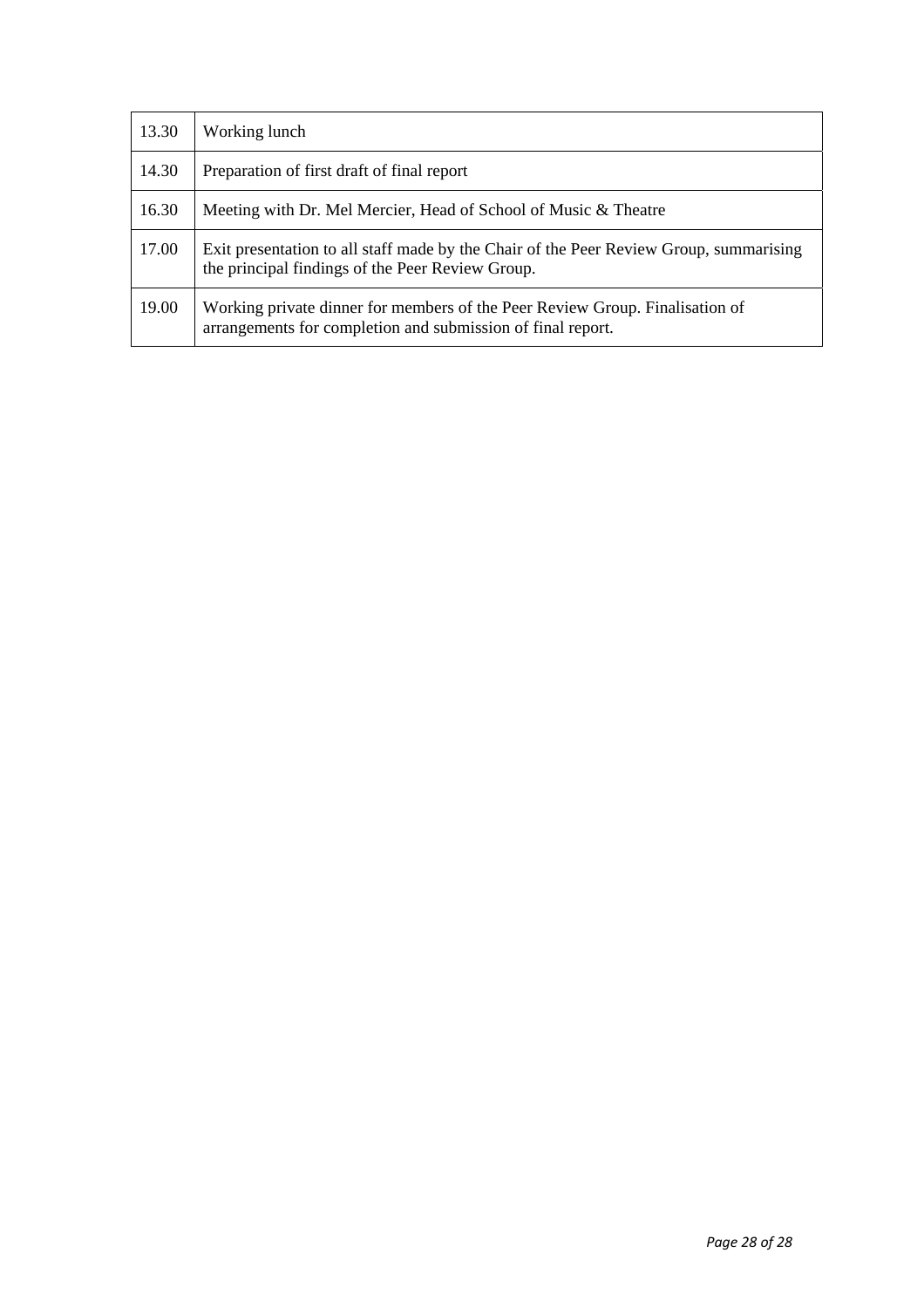| | |
|---|---|
| 13.30 | Working lunch |
| 14.30 | Preparation of first draft of final report |
| 16.30 | Meeting with Dr. Mel Mercier, Head of School of Music & Theatre |
| 17.00 | Exit presentation to all staff made by the Chair of the Peer Review Group, summarising the principal findings of the Peer Review Group. |
| 19.00 | Working private dinner for members of the Peer Review Group. Finalisation of arrangements for completion and submission of final report. |